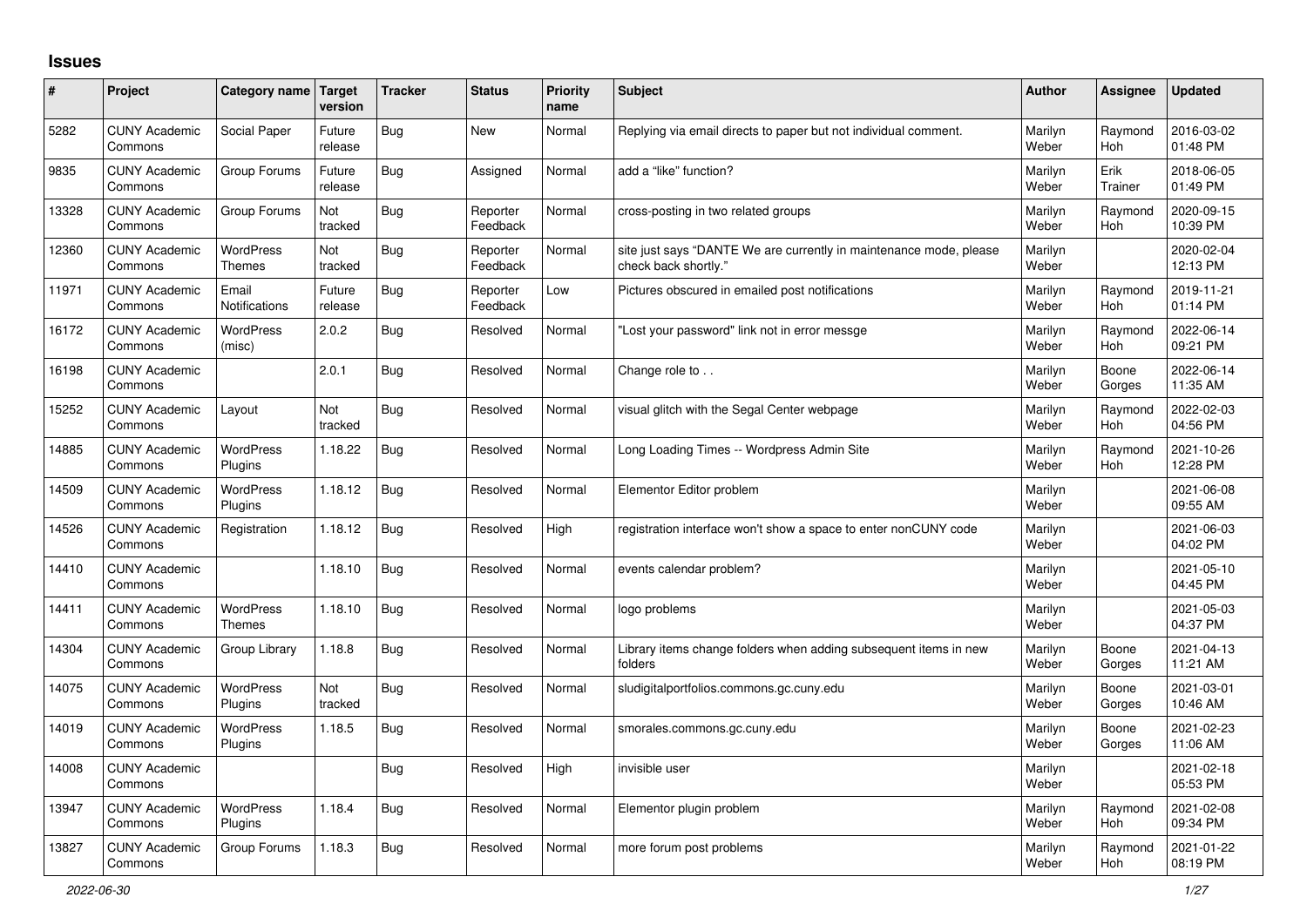# Issues

| # | Project | Category name | Target version | Tracker | Status | Priority name | Subject | Author | Assignee | Updated |
|---|---|---|---|---|---|---|---|---|---|---|
| 5282 | CUNY Academic Commons | Social Paper | Future release | Bug | New | Normal | Replying via email directs to paper but not individual comment. | Marilyn Weber | Raymond Hoh | 2016-03-02 01:48 PM |
| 9835 | CUNY Academic Commons | Group Forums | Future release | Bug | Assigned | Normal | add a "like" function? | Marilyn Weber | Erik Trainer | 2018-06-05 01:49 PM |
| 13328 | CUNY Academic Commons | Group Forums | Not tracked | Bug | Reporter Feedback | Normal | cross-posting in two related groups | Marilyn Weber | Raymond Hoh | 2020-09-15 10:39 PM |
| 12360 | CUNY Academic Commons | WordPress Themes | Not tracked | Bug | Reporter Feedback | Normal | site just says "DANTE We are currently in maintenance mode, please check back shortly." | Marilyn Weber | | 2020-02-04 12:13 PM |
| 11971 | CUNY Academic Commons | Email Notifications | Future release | Bug | Reporter Feedback | Low | Pictures obscured in emailed post notifications | Marilyn Weber | Raymond Hoh | 2019-11-21 01:14 PM |
| 16172 | CUNY Academic Commons | WordPress (misc) | 2.0.2 | Bug | Resolved | Normal | "Lost your password" link not in error messge | Marilyn Weber | Raymond Hoh | 2022-06-14 09:21 PM |
| 16198 | CUNY Academic Commons | | 2.0.1 | Bug | Resolved | Normal | Change role to . . | Marilyn Weber | Boone Gorges | 2022-06-14 11:35 AM |
| 15252 | CUNY Academic Commons | Layout | Not tracked | Bug | Resolved | Normal | visual glitch with the Segal Center webpage | Marilyn Weber | Raymond Hoh | 2022-02-03 04:56 PM |
| 14885 | CUNY Academic Commons | WordPress Plugins | 1.18.22 | Bug | Resolved | Normal | Long Loading Times -- Wordpress Admin Site | Marilyn Weber | Raymond Hoh | 2021-10-26 12:28 PM |
| 14509 | CUNY Academic Commons | WordPress Plugins | 1.18.12 | Bug | Resolved | Normal | Elementor Editor problem | Marilyn Weber | | 2021-06-08 09:55 AM |
| 14526 | CUNY Academic Commons | Registration | 1.18.12 | Bug | Resolved | High | registration interface won't show a space to enter nonCUNY code | Marilyn Weber | | 2021-06-03 04:02 PM |
| 14410 | CUNY Academic Commons | | 1.18.10 | Bug | Resolved | Normal | events calendar problem? | Marilyn Weber | | 2021-05-10 04:45 PM |
| 14411 | CUNY Academic Commons | WordPress Themes | 1.18.10 | Bug | Resolved | Normal | logo problems | Marilyn Weber | | 2021-05-03 04:37 PM |
| 14304 | CUNY Academic Commons | Group Library | 1.18.8 | Bug | Resolved | Normal | Library items change folders when adding subsequent items in new folders | Marilyn Weber | Boone Gorges | 2021-04-13 11:21 AM |
| 14075 | CUNY Academic Commons | WordPress Plugins | Not tracked | Bug | Resolved | Normal | sludigitalportfolios.commons.gc.cuny.edu | Marilyn Weber | Boone Gorges | 2021-03-01 10:46 AM |
| 14019 | CUNY Academic Commons | WordPress Plugins | 1.18.5 | Bug | Resolved | Normal | smorales.commons.gc.cuny.edu | Marilyn Weber | Boone Gorges | 2021-02-23 11:06 AM |
| 14008 | CUNY Academic Commons | | | Bug | Resolved | High | invisible user | Marilyn Weber | | 2021-02-18 05:53 PM |
| 13947 | CUNY Academic Commons | WordPress Plugins | 1.18.4 | Bug | Resolved | Normal | Elementor plugin problem | Marilyn Weber | Raymond Hoh | 2021-02-08 09:34 PM |
| 13827 | CUNY Academic Commons | Group Forums | 1.18.3 | Bug | Resolved | Normal | more forum post problems | Marilyn Weber | Raymond Hoh | 2021-01-22 08:19 PM |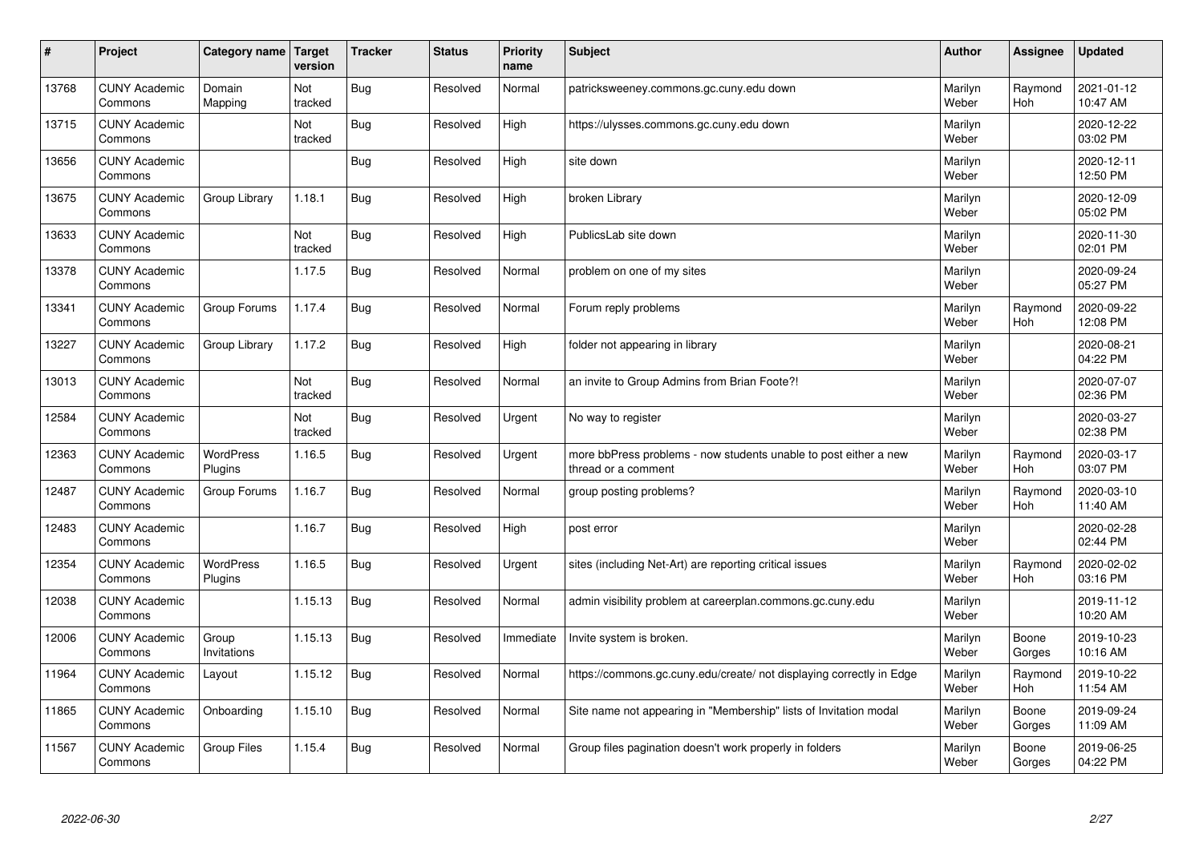| # | Project | Category name | Target version | Tracker | Status | Priority name | Subject | Author | Assignee | Updated |
|---|---|---|---|---|---|---|---|---|---|---|
| 13768 | CUNY Academic Commons | Domain Mapping | Not tracked | Bug | Resolved | Normal | patricksweeney.commons.gc.cuny.edu down | Marilyn Weber | Raymond Hoh | 2021-01-12 10:47 AM |
| 13715 | CUNY Academic Commons | | Not tracked | Bug | Resolved | High | https://ulysses.commons.gc.cuny.edu down | Marilyn Weber | | 2020-12-22 03:02 PM |
| 13656 | CUNY Academic Commons | | | Bug | Resolved | High | site down | Marilyn Weber | | 2020-12-11 12:50 PM |
| 13675 | CUNY Academic Commons | Group Library | 1.18.1 | Bug | Resolved | High | broken Library | Marilyn Weber | | 2020-12-09 05:02 PM |
| 13633 | CUNY Academic Commons | | Not tracked | Bug | Resolved | High | PublicsLab site down | Marilyn Weber | | 2020-11-30 02:01 PM |
| 13378 | CUNY Academic Commons | | 1.17.5 | Bug | Resolved | Normal | problem on one of my sites | Marilyn Weber | | 2020-09-24 05:27 PM |
| 13341 | CUNY Academic Commons | Group Forums | 1.17.4 | Bug | Resolved | Normal | Forum reply problems | Marilyn Weber | Raymond Hoh | 2020-09-22 12:08 PM |
| 13227 | CUNY Academic Commons | Group Library | 1.17.2 | Bug | Resolved | High | folder not appearing in library | Marilyn Weber | | 2020-08-21 04:22 PM |
| 13013 | CUNY Academic Commons | | Not tracked | Bug | Resolved | Normal | an invite to Group Admins from Brian Foote?! | Marilyn Weber | | 2020-07-07 02:36 PM |
| 12584 | CUNY Academic Commons | | Not tracked | Bug | Resolved | Urgent | No way to register | Marilyn Weber | | 2020-03-27 02:38 PM |
| 12363 | CUNY Academic Commons | WordPress Plugins | 1.16.5 | Bug | Resolved | Urgent | more bbPress problems - now students unable to post either a new thread or a comment | Marilyn Weber | Raymond Hoh | 2020-03-17 03:07 PM |
| 12487 | CUNY Academic Commons | Group Forums | 1.16.7 | Bug | Resolved | Normal | group posting problems? | Marilyn Weber | Raymond Hoh | 2020-03-10 11:40 AM |
| 12483 | CUNY Academic Commons | | 1.16.7 | Bug | Resolved | High | post error | Marilyn Weber | | 2020-02-28 02:44 PM |
| 12354 | CUNY Academic Commons | WordPress Plugins | 1.16.5 | Bug | Resolved | Urgent | sites (including Net-Art) are reporting critical issues | Marilyn Weber | Raymond Hoh | 2020-02-02 03:16 PM |
| 12038 | CUNY Academic Commons | | 1.15.13 | Bug | Resolved | Normal | admin visibility problem at careerplan.commons.gc.cuny.edu | Marilyn Weber | | 2019-11-12 10:20 AM |
| 12006 | CUNY Academic Commons | Group Invitations | 1.15.13 | Bug | Resolved | Immediate | Invite system is broken. | Marilyn Weber | Boone Gorges | 2019-10-23 10:16 AM |
| 11964 | CUNY Academic Commons | Layout | 1.15.12 | Bug | Resolved | Normal | https://commons.gc.cuny.edu/create/ not displaying correctly in Edge | Marilyn Weber | Raymond Hoh | 2019-10-22 11:54 AM |
| 11865 | CUNY Academic Commons | Onboarding | 1.15.10 | Bug | Resolved | Normal | Site name not appearing in "Membership" lists of Invitation modal | Marilyn Weber | Boone Gorges | 2019-09-24 11:09 AM |
| 11567 | CUNY Academic Commons | Group Files | 1.15.4 | Bug | Resolved | Normal | Group files pagination doesn't work properly in folders | Marilyn Weber | Boone Gorges | 2019-06-25 04:22 PM |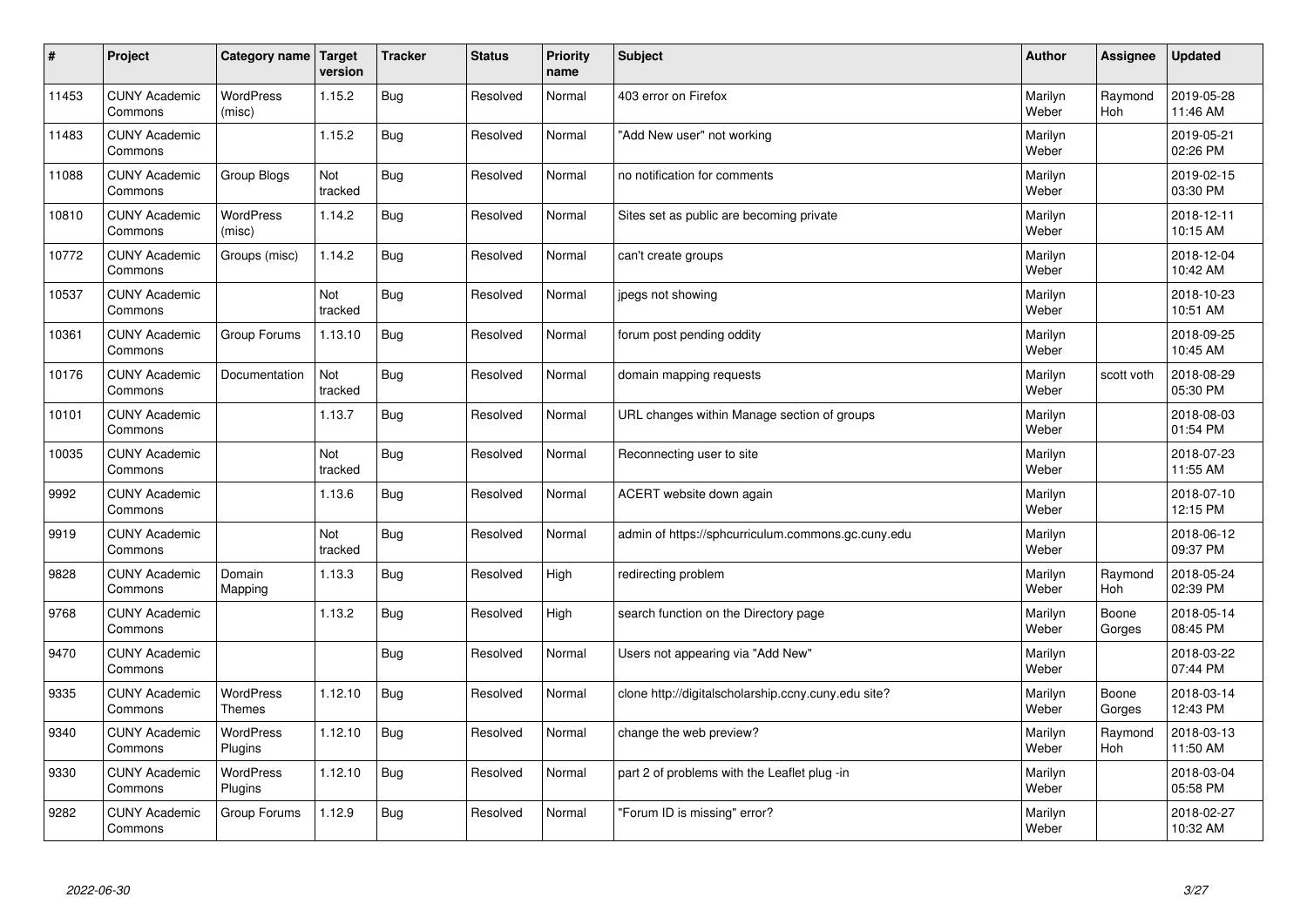| # | Project | Category name | Target version | Tracker | Status | Priority name | Subject | Author | Assignee | Updated |
|---|---|---|---|---|---|---|---|---|---|---|
| 11453 | CUNY Academic Commons | WordPress (misc) | 1.15.2 | Bug | Resolved | Normal | 403 error on Firefox | Marilyn Weber | Raymond Hoh | 2019-05-28 11:46 AM |
| 11483 | CUNY Academic Commons | | 1.15.2 | Bug | Resolved | Normal | "Add New user" not working | Marilyn Weber | | 2019-05-21 02:26 PM |
| 11088 | CUNY Academic Commons | Group Blogs | Not tracked | Bug | Resolved | Normal | no notification for comments | Marilyn Weber | | 2019-02-15 03:30 PM |
| 10810 | CUNY Academic Commons | WordPress (misc) | 1.14.2 | Bug | Resolved | Normal | Sites set as public are becoming private | Marilyn Weber | | 2018-12-11 10:15 AM |
| 10772 | CUNY Academic Commons | Groups (misc) | 1.14.2 | Bug | Resolved | Normal | can't create groups | Marilyn Weber | | 2018-12-04 10:42 AM |
| 10537 | CUNY Academic Commons | | Not tracked | Bug | Resolved | Normal | jpegs not showing | Marilyn Weber | | 2018-10-23 10:51 AM |
| 10361 | CUNY Academic Commons | Group Forums | 1.13.10 | Bug | Resolved | Normal | forum post pending oddity | Marilyn Weber | | 2018-09-25 10:45 AM |
| 10176 | CUNY Academic Commons | Documentation | Not tracked | Bug | Resolved | Normal | domain mapping requests | Marilyn Weber | scott voth | 2018-08-29 05:30 PM |
| 10101 | CUNY Academic Commons | | 1.13.7 | Bug | Resolved | Normal | URL changes within Manage section of groups | Marilyn Weber | | 2018-08-03 01:54 PM |
| 10035 | CUNY Academic Commons | | Not tracked | Bug | Resolved | Normal | Reconnecting user to site | Marilyn Weber | | 2018-07-23 11:55 AM |
| 9992 | CUNY Academic Commons | | 1.13.6 | Bug | Resolved | Normal | ACERT website down again | Marilyn Weber | | 2018-07-10 12:15 PM |
| 9919 | CUNY Academic Commons | | Not tracked | Bug | Resolved | Normal | admin of https://sphcurriculum.commons.gc.cuny.edu | Marilyn Weber | | 2018-06-12 09:37 PM |
| 9828 | CUNY Academic Commons | Domain Mapping | 1.13.3 | Bug | Resolved | High | redirecting problem | Marilyn Weber | Raymond Hoh | 2018-05-24 02:39 PM |
| 9768 | CUNY Academic Commons | | 1.13.2 | Bug | Resolved | High | search function on the Directory page | Marilyn Weber | Boone Gorges | 2018-05-14 08:45 PM |
| 9470 | CUNY Academic Commons | | | Bug | Resolved | Normal | Users not appearing via "Add New" | Marilyn Weber | | 2018-03-22 07:44 PM |
| 9335 | CUNY Academic Commons | WordPress Themes | 1.12.10 | Bug | Resolved | Normal | clone http://digitalscholarship.ccny.cuny.edu site? | Marilyn Weber | Boone Gorges | 2018-03-14 12:43 PM |
| 9340 | CUNY Academic Commons | WordPress Plugins | 1.12.10 | Bug | Resolved | Normal | change the web preview? | Marilyn Weber | Raymond Hoh | 2018-03-13 11:50 AM |
| 9330 | CUNY Academic Commons | WordPress Plugins | 1.12.10 | Bug | Resolved | Normal | part 2 of problems with the Leaflet plug -in | Marilyn Weber | | 2018-03-04 05:58 PM |
| 9282 | CUNY Academic Commons | Group Forums | 1.12.9 | Bug | Resolved | Normal | "Forum ID is missing" error? | Marilyn Weber | | 2018-02-27 10:32 AM |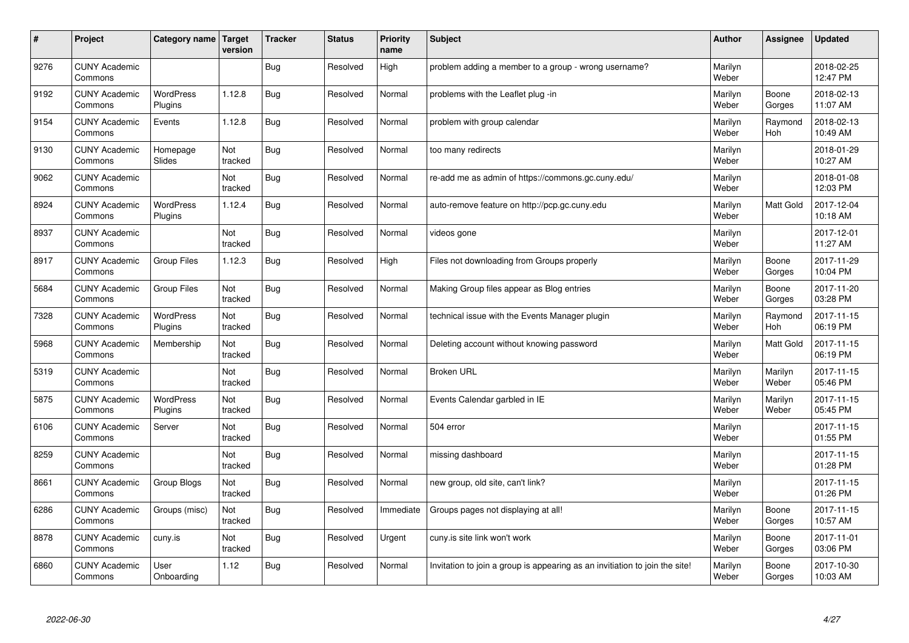| # | Project | Category name | Target version | Tracker | Status | Priority name | Subject | Author | Assignee | Updated |
|---|---|---|---|---|---|---|---|---|---|---|
| 9276 | CUNY Academic Commons | | | Bug | Resolved | High | problem adding a member to a group - wrong username? | Marilyn Weber | | 2018-02-25 12:47 PM |
| 9192 | CUNY Academic Commons | WordPress Plugins | 1.12.8 | Bug | Resolved | Normal | problems with the Leaflet plug -in | Marilyn Weber | Boone Gorges | 2018-02-13 11:07 AM |
| 9154 | CUNY Academic Commons | Events | 1.12.8 | Bug | Resolved | Normal | problem with group calendar | Marilyn Weber | Raymond Hoh | 2018-02-13 10:49 AM |
| 9130 | CUNY Academic Commons | Homepage Slides | Not tracked | Bug | Resolved | Normal | too many redirects | Marilyn Weber | | 2018-01-29 10:27 AM |
| 9062 | CUNY Academic Commons | | Not tracked | Bug | Resolved | Normal | re-add me as admin of https://commons.gc.cuny.edu/ | Marilyn Weber | | 2018-01-08 12:03 PM |
| 8924 | CUNY Academic Commons | WordPress Plugins | 1.12.4 | Bug | Resolved | Normal | auto-remove feature on http://pcp.gc.cuny.edu | Marilyn Weber | Matt Gold | 2017-12-04 10:18 AM |
| 8937 | CUNY Academic Commons | | Not tracked | Bug | Resolved | Normal | videos gone | Marilyn Weber | | 2017-12-01 11:27 AM |
| 8917 | CUNY Academic Commons | Group Files | 1.12.3 | Bug | Resolved | High | Files not downloading from Groups properly | Marilyn Weber | Boone Gorges | 2017-11-29 10:04 PM |
| 5684 | CUNY Academic Commons | Group Files | Not tracked | Bug | Resolved | Normal | Making Group files appear as Blog entries | Marilyn Weber | Boone Gorges | 2017-11-20 03:28 PM |
| 7328 | CUNY Academic Commons | WordPress Plugins | Not tracked | Bug | Resolved | Normal | technical issue with the Events Manager plugin | Marilyn Weber | Raymond Hoh | 2017-11-15 06:19 PM |
| 5968 | CUNY Academic Commons | Membership | Not tracked | Bug | Resolved | Normal | Deleting account without knowing password | Marilyn Weber | Matt Gold | 2017-11-15 06:19 PM |
| 5319 | CUNY Academic Commons | | Not tracked | Bug | Resolved | Normal | Broken URL | Marilyn Weber | Marilyn Weber | 2017-11-15 05:46 PM |
| 5875 | CUNY Academic Commons | WordPress Plugins | Not tracked | Bug | Resolved | Normal | Events Calendar garbled in IE | Marilyn Weber | Marilyn Weber | 2017-11-15 05:45 PM |
| 6106 | CUNY Academic Commons | Server | Not tracked | Bug | Resolved | Normal | 504 error | Marilyn Weber | | 2017-11-15 01:55 PM |
| 8259 | CUNY Academic Commons | | Not tracked | Bug | Resolved | Normal | missing dashboard | Marilyn Weber | | 2017-11-15 01:28 PM |
| 8661 | CUNY Academic Commons | Group Blogs | Not tracked | Bug | Resolved | Normal | new group, old site, can't link? | Marilyn Weber | | 2017-11-15 01:26 PM |
| 6286 | CUNY Academic Commons | Groups (misc) | Not tracked | Bug | Resolved | Immediate | Groups pages not displaying at all! | Marilyn Weber | Boone Gorges | 2017-11-15 10:57 AM |
| 8878 | CUNY Academic Commons | cuny.is | Not tracked | Bug | Resolved | Urgent | cuny.is site link won't work | Marilyn Weber | Boone Gorges | 2017-11-01 03:06 PM |
| 6860 | CUNY Academic Commons | User Onboarding | 1.12 | Bug | Resolved | Normal | Invitation to join a group is appearing as an invitiation to join the site! | Marilyn Weber | Boone Gorges | 2017-10-30 10:03 AM |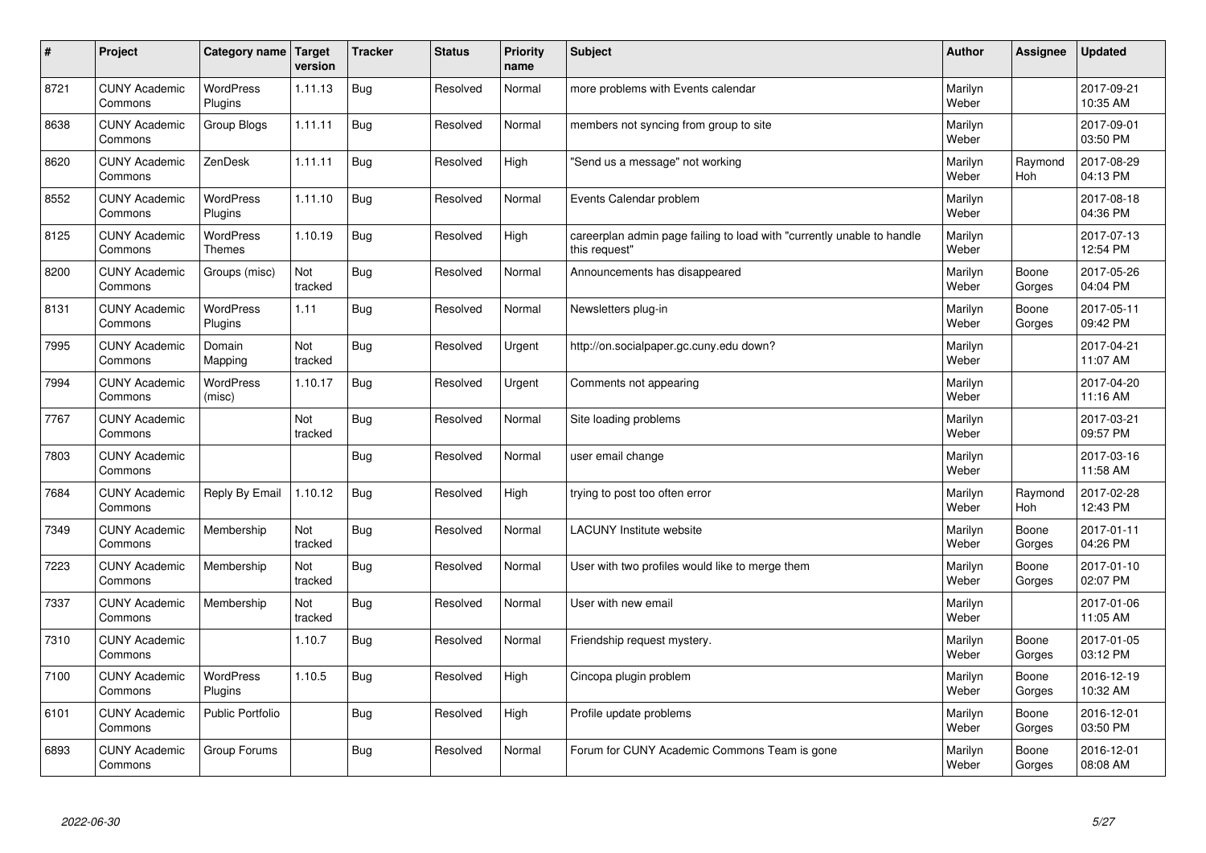| # | Project | Category name | Target version | Tracker | Status | Priority name | Subject | Author | Assignee | Updated |
|---|---|---|---|---|---|---|---|---|---|---|
| 8721 | CUNY Academic Commons | WordPress Plugins | 1.11.13 | Bug | Resolved | Normal | more problems with Events calendar | Marilyn Weber | | 2017-09-21 10:35 AM |
| 8638 | CUNY Academic Commons | Group Blogs | 1.11.11 | Bug | Resolved | Normal | members not syncing from group to site | Marilyn Weber | | 2017-09-01 03:50 PM |
| 8620 | CUNY Academic Commons | ZenDesk | 1.11.11 | Bug | Resolved | High | "Send us a message" not working | Marilyn Weber | Raymond Hoh | 2017-08-29 04:13 PM |
| 8552 | CUNY Academic Commons | WordPress Plugins | 1.11.10 | Bug | Resolved | Normal | Events Calendar problem | Marilyn Weber | | 2017-08-18 04:36 PM |
| 8125 | CUNY Academic Commons | WordPress Themes | 1.10.19 | Bug | Resolved | High | careerplan admin page failing to load with "currently unable to handle this request" | Marilyn Weber | | 2017-07-13 12:54 PM |
| 8200 | CUNY Academic Commons | Groups (misc) | Not tracked | Bug | Resolved | Normal | Announcements has disappeared | Marilyn Weber | Boone Gorges | 2017-05-26 04:04 PM |
| 8131 | CUNY Academic Commons | WordPress Plugins | 1.11 | Bug | Resolved | Normal | Newsletters plug-in | Marilyn Weber | Boone Gorges | 2017-05-11 09:42 PM |
| 7995 | CUNY Academic Commons | Domain Mapping | Not tracked | Bug | Resolved | Urgent | http://on.socialpaper.gc.cuny.edu down? | Marilyn Weber | | 2017-04-21 11:07 AM |
| 7994 | CUNY Academic Commons | WordPress (misc) | 1.10.17 | Bug | Resolved | Urgent | Comments not appearing | Marilyn Weber | | 2017-04-20 11:16 AM |
| 7767 | CUNY Academic Commons | | Not tracked | Bug | Resolved | Normal | Site loading problems | Marilyn Weber | | 2017-03-21 09:57 PM |
| 7803 | CUNY Academic Commons | | | Bug | Resolved | Normal | user email change | Marilyn Weber | | 2017-03-16 11:58 AM |
| 7684 | CUNY Academic Commons | Reply By Email | 1.10.12 | Bug | Resolved | High | trying to post too often error | Marilyn Weber | Raymond Hoh | 2017-02-28 12:43 PM |
| 7349 | CUNY Academic Commons | Membership | Not tracked | Bug | Resolved | Normal | LACUNY Institute website | Marilyn Weber | Boone Gorges | 2017-01-11 04:26 PM |
| 7223 | CUNY Academic Commons | Membership | Not tracked | Bug | Resolved | Normal | User with two profiles would like to merge them | Marilyn Weber | Boone Gorges | 2017-01-10 02:07 PM |
| 7337 | CUNY Academic Commons | Membership | Not tracked | Bug | Resolved | Normal | User with new email | Marilyn Weber | | 2017-01-06 11:05 AM |
| 7310 | CUNY Academic Commons | | 1.10.7 | Bug | Resolved | Normal | Friendship request mystery. | Marilyn Weber | Boone Gorges | 2017-01-05 03:12 PM |
| 7100 | CUNY Academic Commons | WordPress Plugins | 1.10.5 | Bug | Resolved | High | Cincopa plugin problem | Marilyn Weber | Boone Gorges | 2016-12-19 10:32 AM |
| 6101 | CUNY Academic Commons | Public Portfolio | | Bug | Resolved | High | Profile update problems | Marilyn Weber | Boone Gorges | 2016-12-01 03:50 PM |
| 6893 | CUNY Academic Commons | Group Forums | | Bug | Resolved | Normal | Forum for CUNY Academic Commons Team is gone | Marilyn Weber | Boone Gorges | 2016-12-01 08:08 AM |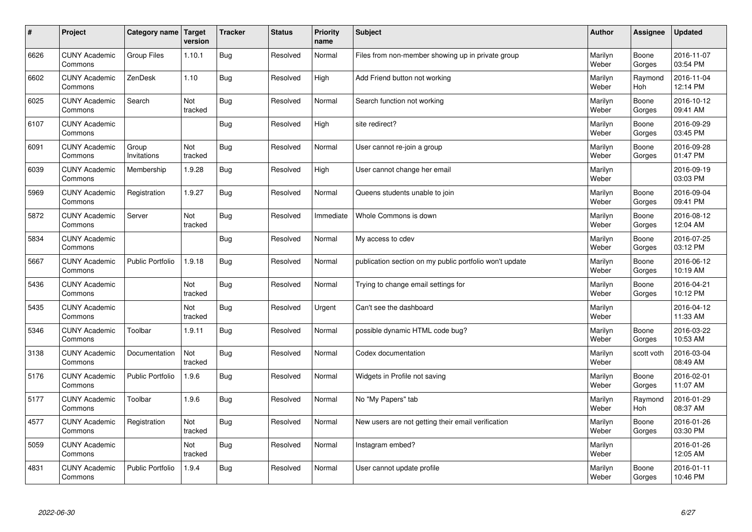| # | Project | Category name | Target version | Tracker | Status | Priority name | Subject | Author | Assignee | Updated |
|---|---|---|---|---|---|---|---|---|---|---|
| 6626 | CUNY Academic Commons | Group Files | 1.10.1 | Bug | Resolved | Normal | Files from non-member showing up in private group | Marilyn Weber | Boone Gorges | 2016-11-07 03:54 PM |
| 6602 | CUNY Academic Commons | ZenDesk | 1.10 | Bug | Resolved | High | Add Friend button not working | Marilyn Weber | Raymond Hoh | 2016-11-04 12:14 PM |
| 6025 | CUNY Academic Commons | Search | Not tracked | Bug | Resolved | Normal | Search function not working | Marilyn Weber | Boone Gorges | 2016-10-12 09:41 AM |
| 6107 | CUNY Academic Commons | | | Bug | Resolved | High | site redirect? | Marilyn Weber | Boone Gorges | 2016-09-29 03:45 PM |
| 6091 | CUNY Academic Commons | Group Invitations | Not tracked | Bug | Resolved | Normal | User cannot re-join a group | Marilyn Weber | Boone Gorges | 2016-09-28 01:47 PM |
| 6039 | CUNY Academic Commons | Membership | 1.9.28 | Bug | Resolved | High | User cannot change her email | Marilyn Weber | | 2016-09-19 03:03 PM |
| 5969 | CUNY Academic Commons | Registration | 1.9.27 | Bug | Resolved | Normal | Queens students unable to join | Marilyn Weber | Boone Gorges | 2016-09-04 09:41 PM |
| 5872 | CUNY Academic Commons | Server | Not tracked | Bug | Resolved | Immediate | Whole Commons is down | Marilyn Weber | Boone Gorges | 2016-08-12 12:04 AM |
| 5834 | CUNY Academic Commons | | | Bug | Resolved | Normal | My access to cdev | Marilyn Weber | Boone Gorges | 2016-07-25 03:12 PM |
| 5667 | CUNY Academic Commons | Public Portfolio | 1.9.18 | Bug | Resolved | Normal | publication section on my public portfolio won't update | Marilyn Weber | Boone Gorges | 2016-06-12 10:19 AM |
| 5436 | CUNY Academic Commons | | Not tracked | Bug | Resolved | Normal | Trying to change email settings for | Marilyn Weber | Boone Gorges | 2016-04-21 10:12 PM |
| 5435 | CUNY Academic Commons | | Not tracked | Bug | Resolved | Urgent | Can't see the dashboard | Marilyn Weber | | 2016-04-12 11:33 AM |
| 5346 | CUNY Academic Commons | Toolbar | 1.9.11 | Bug | Resolved | Normal | possible dynamic HTML code bug? | Marilyn Weber | Boone Gorges | 2016-03-22 10:53 AM |
| 3138 | CUNY Academic Commons | Documentation | Not tracked | Bug | Resolved | Normal | Codex documentation | Marilyn Weber | scott voth | 2016-03-04 08:49 AM |
| 5176 | CUNY Academic Commons | Public Portfolio | 1.9.6 | Bug | Resolved | Normal | Widgets in Profile not saving | Marilyn Weber | Boone Gorges | 2016-02-01 11:07 AM |
| 5177 | CUNY Academic Commons | Toolbar | 1.9.6 | Bug | Resolved | Normal | No "My Papers" tab | Marilyn Weber | Raymond Hoh | 2016-01-29 08:37 AM |
| 4577 | CUNY Academic Commons | Registration | Not tracked | Bug | Resolved | Normal | New users are not getting their email verification | Marilyn Weber | Boone Gorges | 2016-01-26 03:30 PM |
| 5059 | CUNY Academic Commons | | Not tracked | Bug | Resolved | Normal | Instagram embed? | Marilyn Weber | | 2016-01-26 12:05 AM |
| 4831 | CUNY Academic Commons | Public Portfolio | 1.9.4 | Bug | Resolved | Normal | User cannot update profile | Marilyn Weber | Boone Gorges | 2016-01-11 10:46 PM |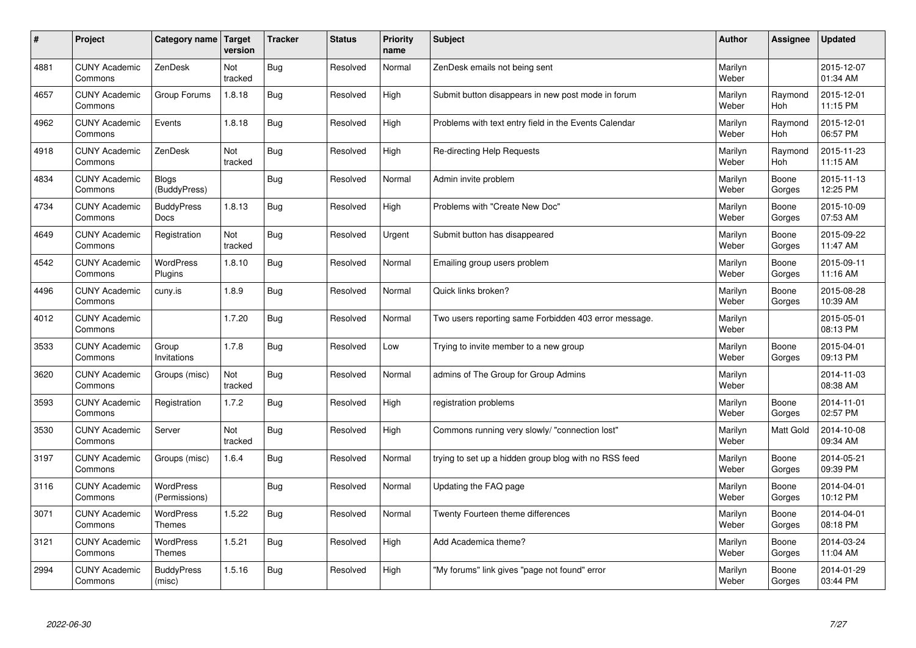| # | Project | Category name | Target version | Tracker | Status | Priority name | Subject | Author | Assignee | Updated |
|---|---|---|---|---|---|---|---|---|---|---|
| 4881 | CUNY Academic Commons | ZenDesk | Not tracked | Bug | Resolved | Normal | ZenDesk emails not being sent | Marilyn Weber | | 2015-12-07 01:34 AM |
| 4657 | CUNY Academic Commons | Group Forums | 1.8.18 | Bug | Resolved | High | Submit button disappears in new post mode in forum | Marilyn Weber | Raymond Hoh | 2015-12-01 11:15 PM |
| 4962 | CUNY Academic Commons | Events | 1.8.18 | Bug | Resolved | High | Problems with text entry field in the Events Calendar | Marilyn Weber | Raymond Hoh | 2015-12-01 06:57 PM |
| 4918 | CUNY Academic Commons | ZenDesk | Not tracked | Bug | Resolved | High | Re-directing Help Requests | Marilyn Weber | Raymond Hoh | 2015-11-23 11:15 AM |
| 4834 | CUNY Academic Commons | Blogs (BuddyPress) | | Bug | Resolved | Normal | Admin invite problem | Marilyn Weber | Boone Gorges | 2015-11-13 12:25 PM |
| 4734 | CUNY Academic Commons | BuddyPress Docs | 1.8.13 | Bug | Resolved | High | Problems with "Create New Doc" | Marilyn Weber | Boone Gorges | 2015-10-09 07:53 AM |
| 4649 | CUNY Academic Commons | Registration | Not tracked | Bug | Resolved | Urgent | Submit button has disappeared | Marilyn Weber | Boone Gorges | 2015-09-22 11:47 AM |
| 4542 | CUNY Academic Commons | WordPress Plugins | 1.8.10 | Bug | Resolved | Normal | Emailing group users problem | Marilyn Weber | Boone Gorges | 2015-09-11 11:16 AM |
| 4496 | CUNY Academic Commons | cuny.is | 1.8.9 | Bug | Resolved | Normal | Quick links broken? | Marilyn Weber | Boone Gorges | 2015-08-28 10:39 AM |
| 4012 | CUNY Academic Commons | | 1.7.20 | Bug | Resolved | Normal | Two users reporting same Forbidden 403 error message. | Marilyn Weber | | 2015-05-01 08:13 PM |
| 3533 | CUNY Academic Commons | Group Invitations | 1.7.8 | Bug | Resolved | Low | Trying to invite member to a new group | Marilyn Weber | Boone Gorges | 2015-04-01 09:13 PM |
| 3620 | CUNY Academic Commons | Groups (misc) | Not tracked | Bug | Resolved | Normal | admins of The Group for Group Admins | Marilyn Weber | | 2014-11-03 08:38 AM |
| 3593 | CUNY Academic Commons | Registration | 1.7.2 | Bug | Resolved | High | registration problems | Marilyn Weber | Boone Gorges | 2014-11-01 02:57 PM |
| 3530 | CUNY Academic Commons | Server | Not tracked | Bug | Resolved | High | Commons running very slowly/ "connection lost" | Marilyn Weber | Matt Gold | 2014-10-08 09:34 AM |
| 3197 | CUNY Academic Commons | Groups (misc) | 1.6.4 | Bug | Resolved | Normal | trying to set up a hidden group blog with no RSS feed | Marilyn Weber | Boone Gorges | 2014-05-21 09:39 PM |
| 3116 | CUNY Academic Commons | WordPress (Permissions) | | Bug | Resolved | Normal | Updating the FAQ page | Marilyn Weber | Boone Gorges | 2014-04-01 10:12 PM |
| 3071 | CUNY Academic Commons | WordPress Themes | 1.5.22 | Bug | Resolved | Normal | Twenty Fourteen theme differences | Marilyn Weber | Boone Gorges | 2014-04-01 08:18 PM |
| 3121 | CUNY Academic Commons | WordPress Themes | 1.5.21 | Bug | Resolved | High | Add Academica theme? | Marilyn Weber | Boone Gorges | 2014-03-24 11:04 AM |
| 2994 | CUNY Academic Commons | BuddyPress (misc) | 1.5.16 | Bug | Resolved | High | "My forums" link gives "page not found" error | Marilyn Weber | Boone Gorges | 2014-01-29 03:44 PM |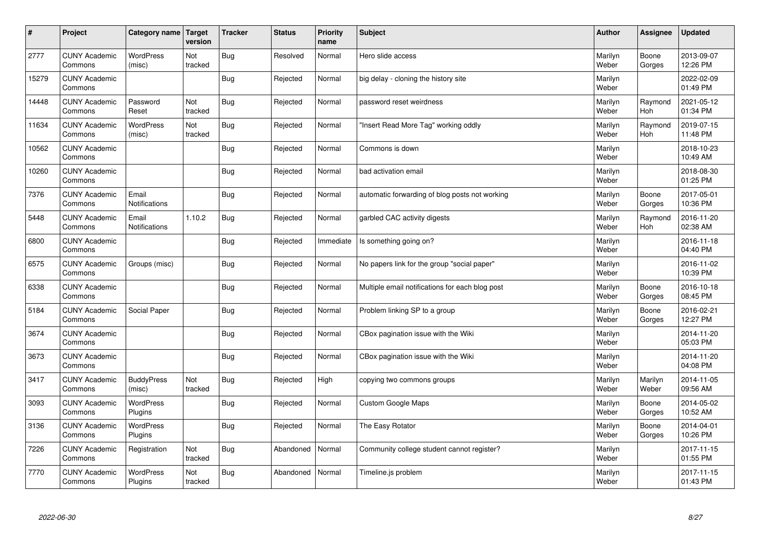| # | Project | Category name | Target version | Tracker | Status | Priority name | Subject | Author | Assignee | Updated |
|---|---|---|---|---|---|---|---|---|---|---|
| 2777 | CUNY Academic Commons | WordPress (misc) | Not tracked | Bug | Resolved | Normal | Hero slide access | Marilyn Weber | Boone Gorges | 2013-09-07 12:26 PM |
| 15279 | CUNY Academic Commons | | | Bug | Rejected | Normal | big delay - cloning the history site | Marilyn Weber | | 2022-02-09 01:49 PM |
| 14448 | CUNY Academic Commons | Password Reset | Not tracked | Bug | Rejected | Normal | password reset weirdness | Marilyn Weber | Raymond Hoh | 2021-05-12 01:34 PM |
| 11634 | CUNY Academic Commons | WordPress (misc) | Not tracked | Bug | Rejected | Normal | "Insert Read More Tag" working oddly | Marilyn Weber | Raymond Hoh | 2019-07-15 11:48 PM |
| 10562 | CUNY Academic Commons | | | Bug | Rejected | Normal | Commons is down | Marilyn Weber | | 2018-10-23 10:49 AM |
| 10260 | CUNY Academic Commons | | | Bug | Rejected | Normal | bad activation email | Marilyn Weber | | 2018-08-30 01:25 PM |
| 7376 | CUNY Academic Commons | Email Notifications | | Bug | Rejected | Normal | automatic forwarding of blog posts not working | Marilyn Weber | Boone Gorges | 2017-05-01 10:36 PM |
| 5448 | CUNY Academic Commons | Email Notifications | 1.10.2 | Bug | Rejected | Normal | garbled CAC activity digests | Marilyn Weber | Raymond Hoh | 2016-11-20 02:38 AM |
| 6800 | CUNY Academic Commons | | | Bug | Rejected | Immediate | Is something going on? | Marilyn Weber | | 2016-11-18 04:40 PM |
| 6575 | CUNY Academic Commons | Groups (misc) | | Bug | Rejected | Normal | No papers link for the group "social paper" | Marilyn Weber | | 2016-11-02 10:39 PM |
| 6338 | CUNY Academic Commons | | | Bug | Rejected | Normal | Multiple email notifications for each blog post | Marilyn Weber | Boone Gorges | 2016-10-18 08:45 PM |
| 5184 | CUNY Academic Commons | Social Paper | | Bug | Rejected | Normal | Problem linking SP to a group | Marilyn Weber | Boone Gorges | 2016-02-21 12:27 PM |
| 3674 | CUNY Academic Commons | | | Bug | Rejected | Normal | CBox pagination issue with the Wiki | Marilyn Weber | | 2014-11-20 05:03 PM |
| 3673 | CUNY Academic Commons | | | Bug | Rejected | Normal | CBox pagination issue with the Wiki | Marilyn Weber | | 2014-11-20 04:08 PM |
| 3417 | CUNY Academic Commons | BuddyPress (misc) | Not tracked | Bug | Rejected | High | copying two commons groups | Marilyn Weber | Marilyn Weber | 2014-11-05 09:56 AM |
| 3093 | CUNY Academic Commons | WordPress Plugins | | Bug | Rejected | Normal | Custom Google Maps | Marilyn Weber | Boone Gorges | 2014-05-02 10:52 AM |
| 3136 | CUNY Academic Commons | WordPress Plugins | | Bug | Rejected | Normal | The Easy Rotator | Marilyn Weber | Boone Gorges | 2014-04-01 10:26 PM |
| 7226 | CUNY Academic Commons | Registration | Not tracked | Bug | Abandoned | Normal | Community college student cannot register? | Marilyn Weber | | 2017-11-15 01:55 PM |
| 7770 | CUNY Academic Commons | WordPress Plugins | Not tracked | Bug | Abandoned | Normal | Timeline.js problem | Marilyn Weber | | 2017-11-15 01:43 PM |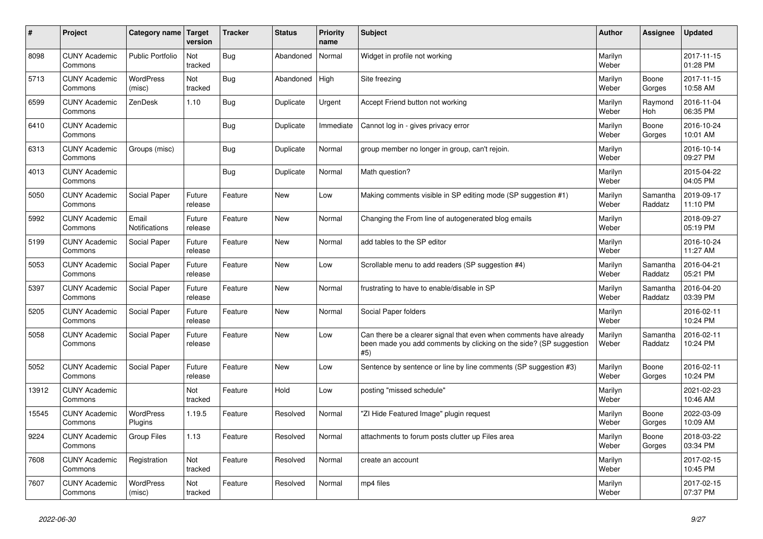| # | Project | Category name | Target version | Tracker | Status | Priority name | Subject | Author | Assignee | Updated |
|---|---|---|---|---|---|---|---|---|---|---|
| 8098 | CUNY Academic Commons | Public Portfolio | Not tracked | Bug | Abandoned | Normal | Widget in profile not working | Marilyn Weber | | 2017-11-15 01:28 PM |
| 5713 | CUNY Academic Commons | WordPress (misc) | Not tracked | Bug | Abandoned | High | Site freezing | Marilyn Weber | Boone Gorges | 2017-11-15 10:58 AM |
| 6599 | CUNY Academic Commons | ZenDesk | 1.10 | Bug | Duplicate | Urgent | Accept Friend button not working | Marilyn Weber | Raymond Hoh | 2016-11-04 06:35 PM |
| 6410 | CUNY Academic Commons | | | Bug | Duplicate | Immediate | Cannot log in - gives privacy error | Marilyn Weber | Boone Gorges | 2016-10-24 10:01 AM |
| 6313 | CUNY Academic Commons | Groups (misc) | | Bug | Duplicate | Normal | group member no longer in group, can't rejoin. | Marilyn Weber | | 2016-10-14 09:27 PM |
| 4013 | CUNY Academic Commons | | | Bug | Duplicate | Normal | Math question? | Marilyn Weber | | 2015-04-22 04:05 PM |
| 5050 | CUNY Academic Commons | Social Paper | Future release | Feature | New | Low | Making comments visible in SP editing mode (SP suggestion #1) | Marilyn Weber | Samantha Raddatz | 2019-09-17 11:10 PM |
| 5992 | CUNY Academic Commons | Email Notifications | Future release | Feature | New | Normal | Changing the From line of autogenerated blog emails | Marilyn Weber | | 2018-09-27 05:19 PM |
| 5199 | CUNY Academic Commons | Social Paper | Future release | Feature | New | Normal | add tables to the SP editor | Marilyn Weber | | 2016-10-24 11:27 AM |
| 5053 | CUNY Academic Commons | Social Paper | Future release | Feature | New | Low | Scrollable menu to add readers (SP suggestion #4) | Marilyn Weber | Samantha Raddatz | 2016-04-21 05:21 PM |
| 5397 | CUNY Academic Commons | Social Paper | Future release | Feature | New | Normal | frustrating to have to enable/disable in SP | Marilyn Weber | Samantha Raddatz | 2016-04-20 03:39 PM |
| 5205 | CUNY Academic Commons | Social Paper | Future release | Feature | New | Normal | Social Paper folders | Marilyn Weber | | 2016-02-11 10:24 PM |
| 5058 | CUNY Academic Commons | Social Paper | Future release | Feature | New | Low | Can there be a clearer signal that even when comments have already been made you add comments by clicking on the side? (SP suggestion #5) | Marilyn Weber | Samantha Raddatz | 2016-02-11 10:24 PM |
| 5052 | CUNY Academic Commons | Social Paper | Future release | Feature | New | Low | Sentence by sentence or line by line comments (SP suggestion #3) | Marilyn Weber | Boone Gorges | 2016-02-11 10:24 PM |
| 13912 | CUNY Academic Commons | | Not tracked | Feature | Hold | Low | posting "missed schedule" | Marilyn Weber | | 2021-02-23 10:46 AM |
| 15545 | CUNY Academic Commons | WordPress Plugins | 1.19.5 | Feature | Resolved | Normal | "ZI Hide Featured Image" plugin request | Marilyn Weber | Boone Gorges | 2022-03-09 10:09 AM |
| 9224 | CUNY Academic Commons | Group Files | 1.13 | Feature | Resolved | Normal | attachments to forum posts clutter up Files area | Marilyn Weber | Boone Gorges | 2018-03-22 03:34 PM |
| 7608 | CUNY Academic Commons | Registration | Not tracked | Feature | Resolved | Normal | create an account | Marilyn Weber | | 2017-02-15 10:45 PM |
| 7607 | CUNY Academic Commons | WordPress (misc) | Not tracked | Feature | Resolved | Normal | mp4 files | Marilyn Weber | | 2017-02-15 07:37 PM |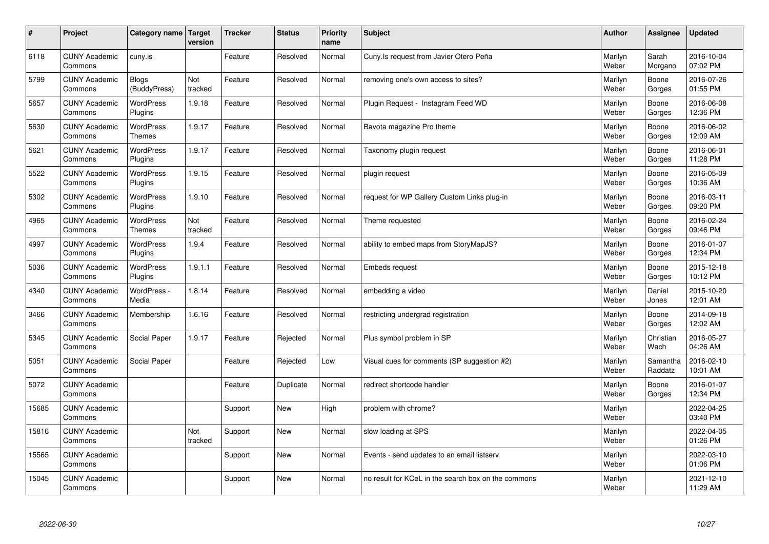| # | Project | Category name | Target version | Tracker | Status | Priority name | Subject | Author | Assignee | Updated |
|---|---|---|---|---|---|---|---|---|---|---|
| 6118 | CUNY Academic Commons | cuny.is | | Feature | Resolved | Normal | Cuny.Is request from Javier Otero Peña | Marilyn Weber | Sarah Morgano | 2016-10-04 07:02 PM |
| 5799 | CUNY Academic Commons | Blogs (BuddyPress) | Not tracked | Feature | Resolved | Normal | removing one's own access to sites? | Marilyn Weber | Boone Gorges | 2016-07-26 01:55 PM |
| 5657 | CUNY Academic Commons | WordPress Plugins | 1.9.18 | Feature | Resolved | Normal | Plugin Request - Instagram Feed WD | Marilyn Weber | Boone Gorges | 2016-06-08 12:36 PM |
| 5630 | CUNY Academic Commons | WordPress Themes | 1.9.17 | Feature | Resolved | Normal | Bavota magazine Pro theme | Marilyn Weber | Boone Gorges | 2016-06-02 12:09 AM |
| 5621 | CUNY Academic Commons | WordPress Plugins | 1.9.17 | Feature | Resolved | Normal | Taxonomy plugin request | Marilyn Weber | Boone Gorges | 2016-06-01 11:28 PM |
| 5522 | CUNY Academic Commons | WordPress Plugins | 1.9.15 | Feature | Resolved | Normal | plugin request | Marilyn Weber | Boone Gorges | 2016-05-09 10:36 AM |
| 5302 | CUNY Academic Commons | WordPress Plugins | 1.9.10 | Feature | Resolved | Normal | request for WP Gallery Custom Links plug-in | Marilyn Weber | Boone Gorges | 2016-03-11 09:20 PM |
| 4965 | CUNY Academic Commons | WordPress Themes | Not tracked | Feature | Resolved | Normal | Theme requested | Marilyn Weber | Boone Gorges | 2016-02-24 09:46 PM |
| 4997 | CUNY Academic Commons | WordPress Plugins | 1.9.4 | Feature | Resolved | Normal | ability to embed maps from StoryMapJS? | Marilyn Weber | Boone Gorges | 2016-01-07 12:34 PM |
| 5036 | CUNY Academic Commons | WordPress Plugins | 1.9.1.1 | Feature | Resolved | Normal | Embeds request | Marilyn Weber | Boone Gorges | 2015-12-18 10:12 PM |
| 4340 | CUNY Academic Commons | WordPress - Media | 1.8.14 | Feature | Resolved | Normal | embedding a video | Marilyn Weber | Daniel Jones | 2015-10-20 12:01 AM |
| 3466 | CUNY Academic Commons | Membership | 1.6.16 | Feature | Resolved | Normal | restricting undergrad registration | Marilyn Weber | Boone Gorges | 2014-09-18 12:02 AM |
| 5345 | CUNY Academic Commons | Social Paper | 1.9.17 | Feature | Rejected | Normal | Plus symbol problem in SP | Marilyn Weber | Christian Wach | 2016-05-27 04:26 AM |
| 5051 | CUNY Academic Commons | Social Paper | | Feature | Rejected | Low | Visual cues for comments (SP suggestion #2) | Marilyn Weber | Samantha Raddatz | 2016-02-10 10:01 AM |
| 5072 | CUNY Academic Commons | | | Feature | Duplicate | Normal | redirect shortcode handler | Marilyn Weber | Boone Gorges | 2016-01-07 12:34 PM |
| 15685 | CUNY Academic Commons | | | Support | New | High | problem with chrome? | Marilyn Weber | | 2022-04-25 03:40 PM |
| 15816 | CUNY Academic Commons | | Not tracked | Support | New | Normal | slow loading at SPS | Marilyn Weber | | 2022-04-05 01:26 PM |
| 15565 | CUNY Academic Commons | | | Support | New | Normal | Events - send updates to an email listserv | Marilyn Weber | | 2022-03-10 01:06 PM |
| 15045 | CUNY Academic Commons | | | Support | New | Normal | no result for KCeL in the search box on the commons | Marilyn Weber | | 2021-12-10 11:29 AM |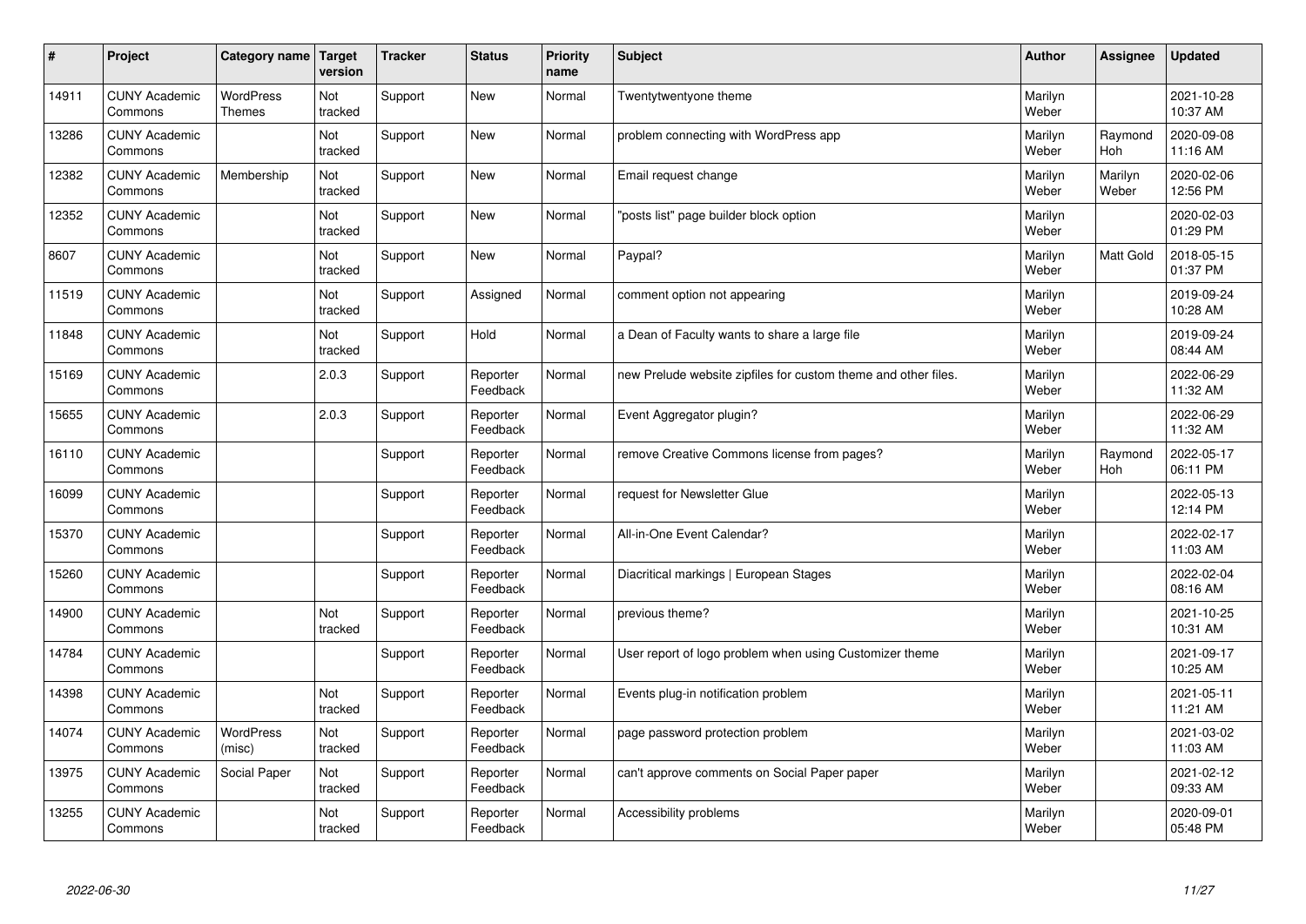| # | Project | Category name | Target version | Tracker | Status | Priority name | Subject | Author | Assignee | Updated |
|---|---|---|---|---|---|---|---|---|---|---|
| 14911 | CUNY Academic Commons | WordPress Themes | Not tracked | Support | New | Normal | Twentytwentyone theme | Marilyn Weber | | 2021-10-28 10:37 AM |
| 13286 | CUNY Academic Commons | | Not tracked | Support | New | Normal | problem connecting with WordPress app | Marilyn Weber | Raymond Hoh | 2020-09-08 11:16 AM |
| 12382 | CUNY Academic Commons | Membership | Not tracked | Support | New | Normal | Email request change | Marilyn Weber | Marilyn Weber | 2020-02-06 12:56 PM |
| 12352 | CUNY Academic Commons | | Not tracked | Support | New | Normal | "posts list" page builder block option | Marilyn Weber | | 2020-02-03 01:29 PM |
| 8607 | CUNY Academic Commons | | Not tracked | Support | New | Normal | Paypal? | Marilyn Weber | Matt Gold | 2018-05-15 01:37 PM |
| 11519 | CUNY Academic Commons | | Not tracked | Support | Assigned | Normal | comment option not appearing | Marilyn Weber | | 2019-09-24 10:28 AM |
| 11848 | CUNY Academic Commons | | Not tracked | Support | Hold | Normal | a Dean of Faculty wants to share a large file | Marilyn Weber | | 2019-09-24 08:44 AM |
| 15169 | CUNY Academic Commons | | 2.0.3 | Support | Reporter Feedback | Normal | new Prelude website zipfiles for custom theme and other files. | Marilyn Weber | | 2022-06-29 11:32 AM |
| 15655 | CUNY Academic Commons | | 2.0.3 | Support | Reporter Feedback | Normal | Event Aggregator plugin? | Marilyn Weber | | 2022-06-29 11:32 AM |
| 16110 | CUNY Academic Commons | | | Support | Reporter Feedback | Normal | remove Creative Commons license from pages? | Marilyn Weber | Raymond Hoh | 2022-05-17 06:11 PM |
| 16099 | CUNY Academic Commons | | | Support | Reporter Feedback | Normal | request for Newsletter Glue | Marilyn Weber | | 2022-05-13 12:14 PM |
| 15370 | CUNY Academic Commons | | | Support | Reporter Feedback | Normal | All-in-One Event Calendar? | Marilyn Weber | | 2022-02-17 11:03 AM |
| 15260 | CUNY Academic Commons | | | Support | Reporter Feedback | Normal | Diacritical markings \| European Stages | Marilyn Weber | | 2022-02-04 08:16 AM |
| 14900 | CUNY Academic Commons | | Not tracked | Support | Reporter Feedback | Normal | previous theme? | Marilyn Weber | | 2021-10-25 10:31 AM |
| 14784 | CUNY Academic Commons | | | Support | Reporter Feedback | Normal | User report of logo problem when using Customizer theme | Marilyn Weber | | 2021-09-17 10:25 AM |
| 14398 | CUNY Academic Commons | | Not tracked | Support | Reporter Feedback | Normal | Events plug-in notification problem | Marilyn Weber | | 2021-05-11 11:21 AM |
| 14074 | CUNY Academic Commons | WordPress (misc) | Not tracked | Support | Reporter Feedback | Normal | page password protection problem | Marilyn Weber | | 2021-03-02 11:03 AM |
| 13975 | CUNY Academic Commons | Social Paper | Not tracked | Support | Reporter Feedback | Normal | can't approve comments on Social Paper paper | Marilyn Weber | | 2021-02-12 09:33 AM |
| 13255 | CUNY Academic Commons | | Not tracked | Support | Reporter Feedback | Normal | Accessibility problems | Marilyn Weber | | 2020-09-01 05:48 PM |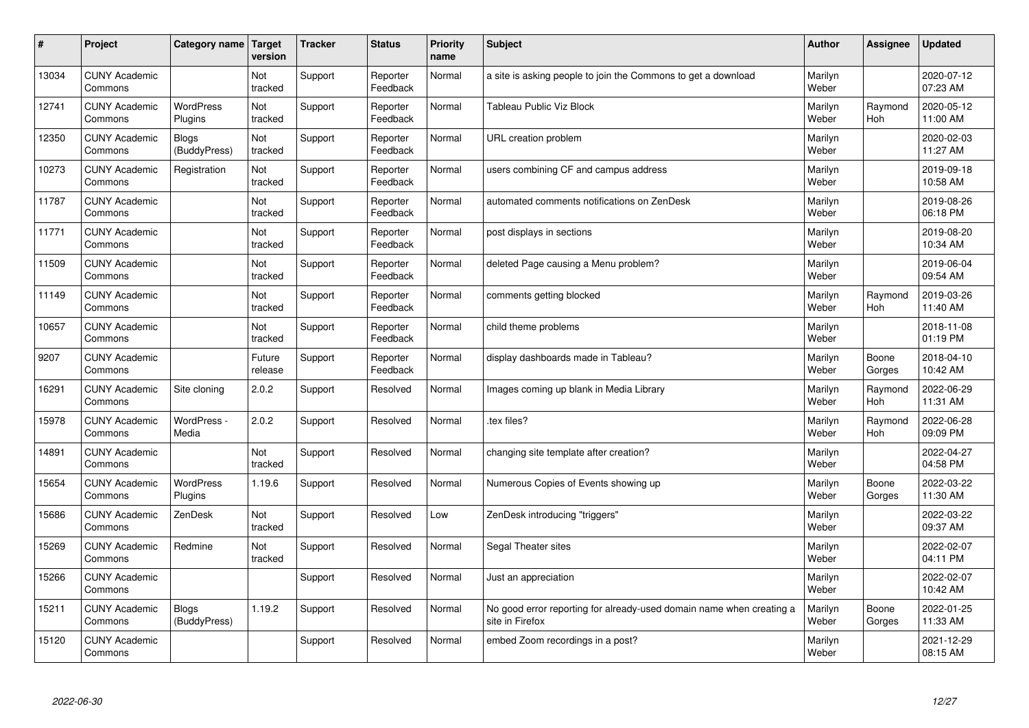| # | Project | Category name | Target version | Tracker | Status | Priority name | Subject | Author | Assignee | Updated |
|---|---|---|---|---|---|---|---|---|---|---|
| 13034 | CUNY Academic Commons | | Not tracked | Support | Reporter Feedback | Normal | a site is asking people to join the Commons to get a download | Marilyn Weber | | 2020-07-12 07:23 AM |
| 12741 | CUNY Academic Commons | WordPress Plugins | Not tracked | Support | Reporter Feedback | Normal | Tableau Public Viz Block | Marilyn Weber | Raymond Hoh | 2020-05-12 11:00 AM |
| 12350 | CUNY Academic Commons | Blogs (BuddyPress) | Not tracked | Support | Reporter Feedback | Normal | URL creation problem | Marilyn Weber | | 2020-02-03 11:27 AM |
| 10273 | CUNY Academic Commons | Registration | Not tracked | Support | Reporter Feedback | Normal | users combining CF and campus address | Marilyn Weber | | 2019-09-18 10:58 AM |
| 11787 | CUNY Academic Commons | | Not tracked | Support | Reporter Feedback | Normal | automated comments notifications on ZenDesk | Marilyn Weber | | 2019-08-26 06:18 PM |
| 11771 | CUNY Academic Commons | | Not tracked | Support | Reporter Feedback | Normal | post displays in sections | Marilyn Weber | | 2019-08-20 10:34 AM |
| 11509 | CUNY Academic Commons | | Not tracked | Support | Reporter Feedback | Normal | deleted Page causing a Menu problem? | Marilyn Weber | | 2019-06-04 09:54 AM |
| 11149 | CUNY Academic Commons | | Not tracked | Support | Reporter Feedback | Normal | comments getting blocked | Marilyn Weber | Raymond Hoh | 2019-03-26 11:40 AM |
| 10657 | CUNY Academic Commons | | Not tracked | Support | Reporter Feedback | Normal | child theme problems | Marilyn Weber | | 2018-11-08 01:19 PM |
| 9207 | CUNY Academic Commons | | Future release | Support | Reporter Feedback | Normal | display dashboards made in Tableau? | Marilyn Weber | Boone Gorges | 2018-04-10 10:42 AM |
| 16291 | CUNY Academic Commons | Site cloning | 2.0.2 | Support | Resolved | Normal | Images coming up blank in Media Library | Marilyn Weber | Raymond Hoh | 2022-06-29 11:31 AM |
| 15978 | CUNY Academic Commons | WordPress - Media | 2.0.2 | Support | Resolved | Normal | .tex files? | Marilyn Weber | Raymond Hoh | 2022-06-28 09:09 PM |
| 14891 | CUNY Academic Commons | | Not tracked | Support | Resolved | Normal | changing site template after creation? | Marilyn Weber | | 2022-04-27 04:58 PM |
| 15654 | CUNY Academic Commons | WordPress Plugins | 1.19.6 | Support | Resolved | Normal | Numerous Copies of Events showing up | Marilyn Weber | Boone Gorges | 2022-03-22 11:30 AM |
| 15686 | CUNY Academic Commons | ZenDesk | Not tracked | Support | Resolved | Low | ZenDesk introducing "triggers" | Marilyn Weber | | 2022-03-22 09:37 AM |
| 15269 | CUNY Academic Commons | Redmine | Not tracked | Support | Resolved | Normal | Segal Theater sites | Marilyn Weber | | 2022-02-07 04:11 PM |
| 15266 | CUNY Academic Commons | | | Support | Resolved | Normal | Just an appreciation | Marilyn Weber | | 2022-02-07 10:42 AM |
| 15211 | CUNY Academic Commons | Blogs (BuddyPress) | 1.19.2 | Support | Resolved | Normal | No good error reporting for already-used domain name when creating a site in Firefox | Marilyn Weber | Boone Gorges | 2022-01-25 11:33 AM |
| 15120 | CUNY Academic Commons | | | Support | Resolved | Normal | embed Zoom recordings in a post? | Marilyn Weber | | 2021-12-29 08:15 AM |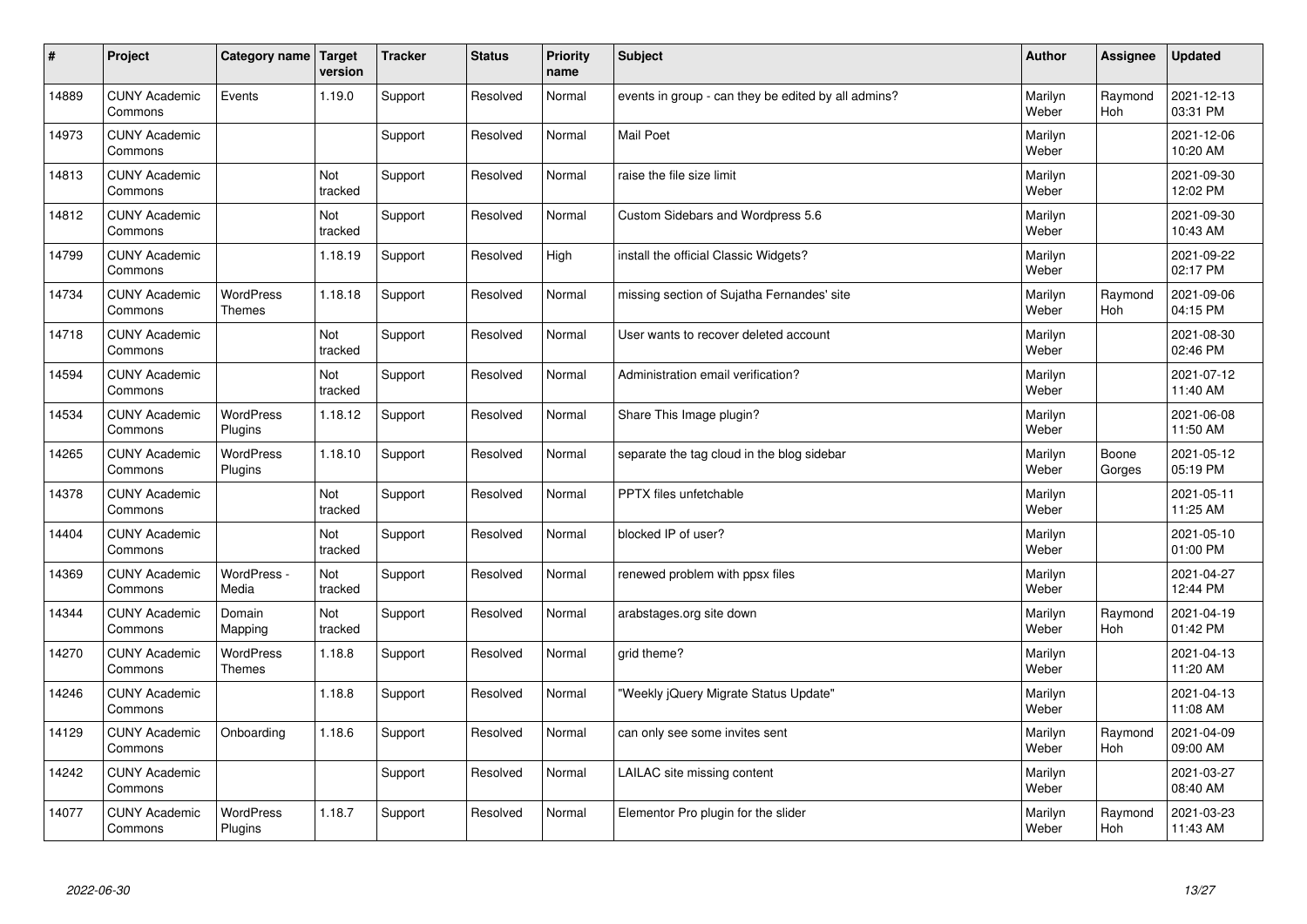| # | Project | Category name | Target version | Tracker | Status | Priority name | Subject | Author | Assignee | Updated |
|---|---|---|---|---|---|---|---|---|---|---|
| 14889 | CUNY Academic Commons | Events | 1.19.0 | Support | Resolved | Normal | events in group - can they be edited by all admins? | Marilyn Weber | Raymond Hoh | 2021-12-13 03:31 PM |
| 14973 | CUNY Academic Commons | | | Support | Resolved | Normal | Mail Poet | Marilyn Weber | | 2021-12-06 10:20 AM |
| 14813 | CUNY Academic Commons | | Not tracked | Support | Resolved | Normal | raise the file size limit | Marilyn Weber | | 2021-09-30 12:02 PM |
| 14812 | CUNY Academic Commons | | Not tracked | Support | Resolved | Normal | Custom Sidebars and Wordpress 5.6 | Marilyn Weber | | 2021-09-30 10:43 AM |
| 14799 | CUNY Academic Commons | | 1.18.19 | Support | Resolved | High | install the official Classic Widgets? | Marilyn Weber | | 2021-09-22 02:17 PM |
| 14734 | CUNY Academic Commons | WordPress Themes | 1.18.18 | Support | Resolved | Normal | missing section of Sujatha Fernandes' site | Marilyn Weber | Raymond Hoh | 2021-09-06 04:15 PM |
| 14718 | CUNY Academic Commons | | Not tracked | Support | Resolved | Normal | User wants to recover deleted account | Marilyn Weber | | 2021-08-30 02:46 PM |
| 14594 | CUNY Academic Commons | | Not tracked | Support | Resolved | Normal | Administration email verification? | Marilyn Weber | | 2021-07-12 11:40 AM |
| 14534 | CUNY Academic Commons | WordPress Plugins | 1.18.12 | Support | Resolved | Normal | Share This Image plugin? | Marilyn Weber | | 2021-06-08 11:50 AM |
| 14265 | CUNY Academic Commons | WordPress Plugins | 1.18.10 | Support | Resolved | Normal | separate the tag cloud in the blog sidebar | Marilyn Weber | Boone Gorges | 2021-05-12 05:19 PM |
| 14378 | CUNY Academic Commons | | Not tracked | Support | Resolved | Normal | PPTX files unfetchable | Marilyn Weber | | 2021-05-11 11:25 AM |
| 14404 | CUNY Academic Commons | | Not tracked | Support | Resolved | Normal | blocked IP of user? | Marilyn Weber | | 2021-05-10 01:00 PM |
| 14369 | CUNY Academic Commons | WordPress - Media | Not tracked | Support | Resolved | Normal | renewed problem with ppsx files | Marilyn Weber | | 2021-04-27 12:44 PM |
| 14344 | CUNY Academic Commons | Domain Mapping | Not tracked | Support | Resolved | Normal | arabstages.org site down | Marilyn Weber | Raymond Hoh | 2021-04-19 01:42 PM |
| 14270 | CUNY Academic Commons | WordPress Themes | 1.18.8 | Support | Resolved | Normal | grid theme? | Marilyn Weber | | 2021-04-13 11:20 AM |
| 14246 | CUNY Academic Commons | | 1.18.8 | Support | Resolved | Normal | "Weekly jQuery Migrate Status Update" | Marilyn Weber | | 2021-04-13 11:08 AM |
| 14129 | CUNY Academic Commons | Onboarding | 1.18.6 | Support | Resolved | Normal | can only see some invites sent | Marilyn Weber | Raymond Hoh | 2021-04-09 09:00 AM |
| 14242 | CUNY Academic Commons | | | Support | Resolved | Normal | LAILAC site missing content | Marilyn Weber | | 2021-03-27 08:40 AM |
| 14077 | CUNY Academic Commons | WordPress Plugins | 1.18.7 | Support | Resolved | Normal | Elementor Pro plugin for the slider | Marilyn Weber | Raymond Hoh | 2021-03-23 11:43 AM |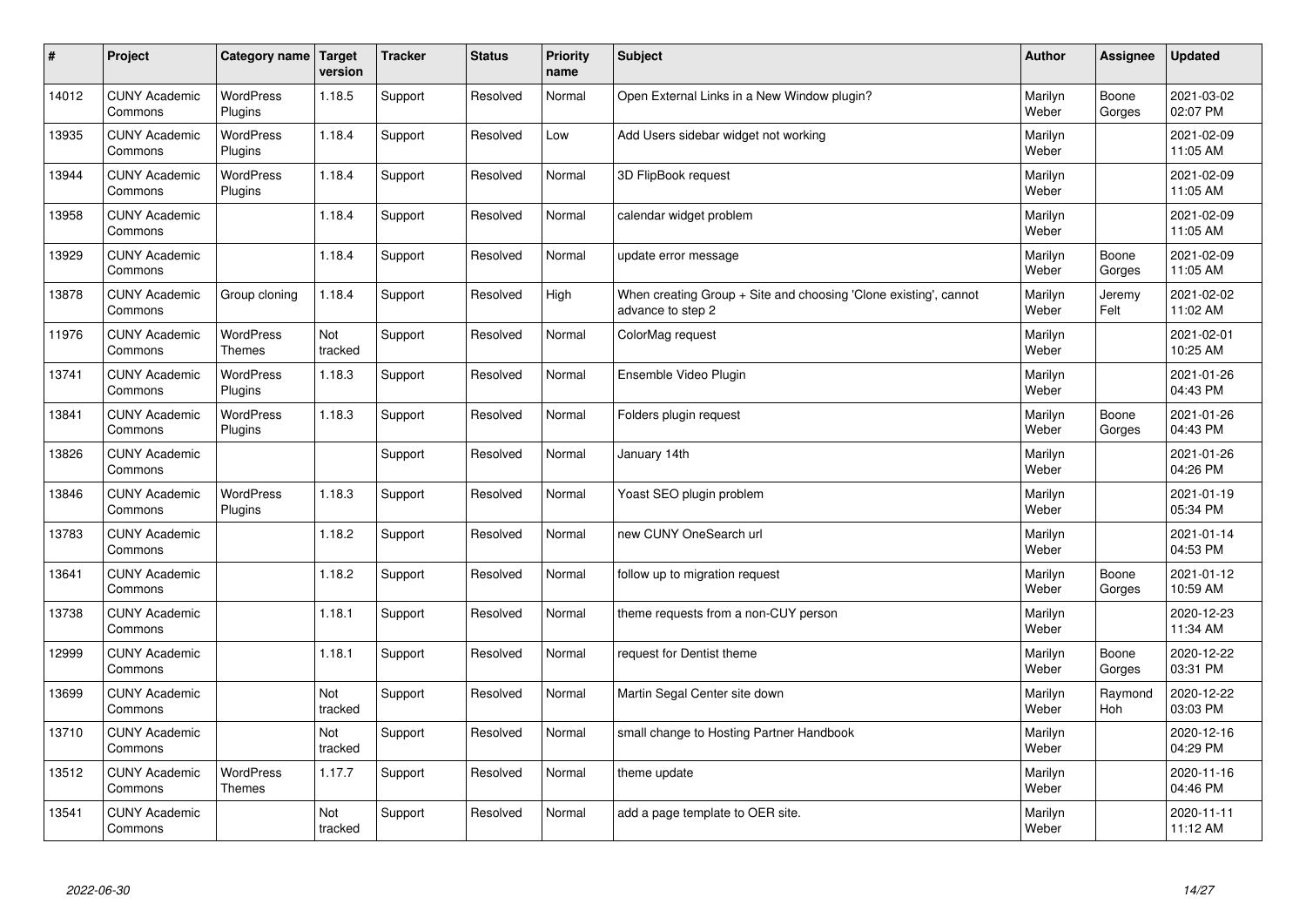| # | Project | Category name | Target version | Tracker | Status | Priority name | Subject | Author | Assignee | Updated |
|---|---|---|---|---|---|---|---|---|---|---|
| 14012 | CUNY Academic Commons | WordPress Plugins | 1.18.5 | Support | Resolved | Normal | Open External Links in a New Window plugin? | Marilyn Weber | Boone Gorges | 2021-03-02 02:07 PM |
| 13935 | CUNY Academic Commons | WordPress Plugins | 1.18.4 | Support | Resolved | Low | Add Users sidebar widget not working | Marilyn Weber | | 2021-02-09 11:05 AM |
| 13944 | CUNY Academic Commons | WordPress Plugins | 1.18.4 | Support | Resolved | Normal | 3D FlipBook request | Marilyn Weber | | 2021-02-09 11:05 AM |
| 13958 | CUNY Academic Commons | | 1.18.4 | Support | Resolved | Normal | calendar widget problem | Marilyn Weber | | 2021-02-09 11:05 AM |
| 13929 | CUNY Academic Commons | | 1.18.4 | Support | Resolved | Normal | update error message | Marilyn Weber | Boone Gorges | 2021-02-09 11:05 AM |
| 13878 | CUNY Academic Commons | Group cloning | 1.18.4 | Support | Resolved | High | When creating Group + Site and choosing 'Clone existing', cannot advance to step 2 | Marilyn Weber | Jeremy Felt | 2021-02-02 11:02 AM |
| 11976 | CUNY Academic Commons | WordPress Themes | Not tracked | Support | Resolved | Normal | ColorMag request | Marilyn Weber | | 2021-02-01 10:25 AM |
| 13741 | CUNY Academic Commons | WordPress Plugins | 1.18.3 | Support | Resolved | Normal | Ensemble Video Plugin | Marilyn Weber | | 2021-01-26 04:43 PM |
| 13841 | CUNY Academic Commons | WordPress Plugins | 1.18.3 | Support | Resolved | Normal | Folders plugin request | Marilyn Weber | Boone Gorges | 2021-01-26 04:43 PM |
| 13826 | CUNY Academic Commons | | | Support | Resolved | Normal | January 14th | Marilyn Weber | | 2021-01-26 04:26 PM |
| 13846 | CUNY Academic Commons | WordPress Plugins | 1.18.3 | Support | Resolved | Normal | Yoast SEO plugin problem | Marilyn Weber | | 2021-01-19 05:34 PM |
| 13783 | CUNY Academic Commons | | 1.18.2 | Support | Resolved | Normal | new CUNY OneSearch url | Marilyn Weber | | 2021-01-14 04:53 PM |
| 13641 | CUNY Academic Commons | | 1.18.2 | Support | Resolved | Normal | follow up to migration request | Marilyn Weber | Boone Gorges | 2021-01-12 10:59 AM |
| 13738 | CUNY Academic Commons | | 1.18.1 | Support | Resolved | Normal | theme requests from a non-CUY person | Marilyn Weber | | 2020-12-23 11:34 AM |
| 12999 | CUNY Academic Commons | | 1.18.1 | Support | Resolved | Normal | request for Dentist theme | Marilyn Weber | Boone Gorges | 2020-12-22 03:31 PM |
| 13699 | CUNY Academic Commons | | Not tracked | Support | Resolved | Normal | Martin Segal Center site down | Marilyn Weber | Raymond Hoh | 2020-12-22 03:03 PM |
| 13710 | CUNY Academic Commons | | Not tracked | Support | Resolved | Normal | small change to Hosting Partner Handbook | Marilyn Weber | | 2020-12-16 04:29 PM |
| 13512 | CUNY Academic Commons | WordPress Themes | 1.17.7 | Support | Resolved | Normal | theme update | Marilyn Weber | | 2020-11-16 04:46 PM |
| 13541 | CUNY Academic Commons | | Not tracked | Support | Resolved | Normal | add a page template to OER site. | Marilyn Weber | | 2020-11-11 11:12 AM |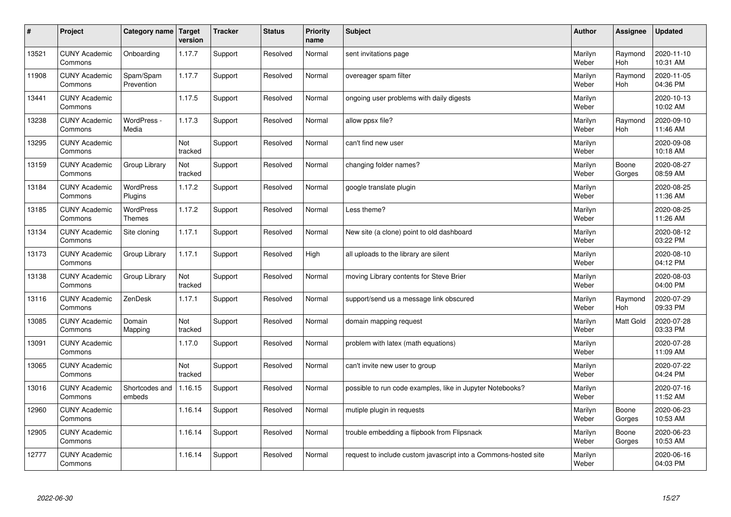| # | Project | Category name | Target version | Tracker | Status | Priority name | Subject | Author | Assignee | Updated |
|---|---|---|---|---|---|---|---|---|---|---|
| 13521 | CUNY Academic Commons | Onboarding | 1.17.7 | Support | Resolved | Normal | sent invitations page | Marilyn Weber | Raymond Hoh | 2020-11-10 10:31 AM |
| 11908 | CUNY Academic Commons | Spam/Spam Prevention | 1.17.7 | Support | Resolved | Normal | overeager spam filter | Marilyn Weber | Raymond Hoh | 2020-11-05 04:36 PM |
| 13441 | CUNY Academic Commons | | 1.17.5 | Support | Resolved | Normal | ongoing user problems with daily digests | Marilyn Weber | | 2020-10-13 10:02 AM |
| 13238 | CUNY Academic Commons | WordPress - Media | 1.17.3 | Support | Resolved | Normal | allow ppsx file? | Marilyn Weber | Raymond Hoh | 2020-09-10 11:46 AM |
| 13295 | CUNY Academic Commons | | Not tracked | Support | Resolved | Normal | can't find new user | Marilyn Weber | | 2020-09-08 10:18 AM |
| 13159 | CUNY Academic Commons | Group Library | Not tracked | Support | Resolved | Normal | changing folder names? | Marilyn Weber | Boone Gorges | 2020-08-27 08:59 AM |
| 13184 | CUNY Academic Commons | WordPress Plugins | 1.17.2 | Support | Resolved | Normal | google translate plugin | Marilyn Weber | | 2020-08-25 11:36 AM |
| 13185 | CUNY Academic Commons | WordPress Themes | 1.17.2 | Support | Resolved | Normal | Less theme? | Marilyn Weber | | 2020-08-25 11:26 AM |
| 13134 | CUNY Academic Commons | Site cloning | 1.17.1 | Support | Resolved | Normal | New site (a clone) point to old dashboard | Marilyn Weber | | 2020-08-12 03:22 PM |
| 13173 | CUNY Academic Commons | Group Library | 1.17.1 | Support | Resolved | High | all uploads to the library are silent | Marilyn Weber | | 2020-08-10 04:12 PM |
| 13138 | CUNY Academic Commons | Group Library | Not tracked | Support | Resolved | Normal | moving Library contents for Steve Brier | Marilyn Weber | | 2020-08-03 04:00 PM |
| 13116 | CUNY Academic Commons | ZenDesk | 1.17.1 | Support | Resolved | Normal | support/send us a message link obscured | Marilyn Weber | Raymond Hoh | 2020-07-29 09:33 PM |
| 13085 | CUNY Academic Commons | Domain Mapping | Not tracked | Support | Resolved | Normal | domain mapping request | Marilyn Weber | Matt Gold | 2020-07-28 03:33 PM |
| 13091 | CUNY Academic Commons | | 1.17.0 | Support | Resolved | Normal | problem with latex (math equations) | Marilyn Weber | | 2020-07-28 11:09 AM |
| 13065 | CUNY Academic Commons | | Not tracked | Support | Resolved | Normal | can't invite new user to group | Marilyn Weber | | 2020-07-22 04:24 PM |
| 13016 | CUNY Academic Commons | Shortcodes and embeds | 1.16.15 | Support | Resolved | Normal | possible to run code examples, like in Jupyter Notebooks? | Marilyn Weber | | 2020-07-16 11:52 AM |
| 12960 | CUNY Academic Commons | | 1.16.14 | Support | Resolved | Normal | mutiple plugin in requests | Marilyn Weber | Boone Gorges | 2020-06-23 10:53 AM |
| 12905 | CUNY Academic Commons | | 1.16.14 | Support | Resolved | Normal | trouble embedding a flipbook from Flipsnack | Marilyn Weber | Boone Gorges | 2020-06-23 10:53 AM |
| 12777 | CUNY Academic Commons | | 1.16.14 | Support | Resolved | Normal | request to include custom javascript into a Commons-hosted site | Marilyn Weber | | 2020-06-16 04:03 PM |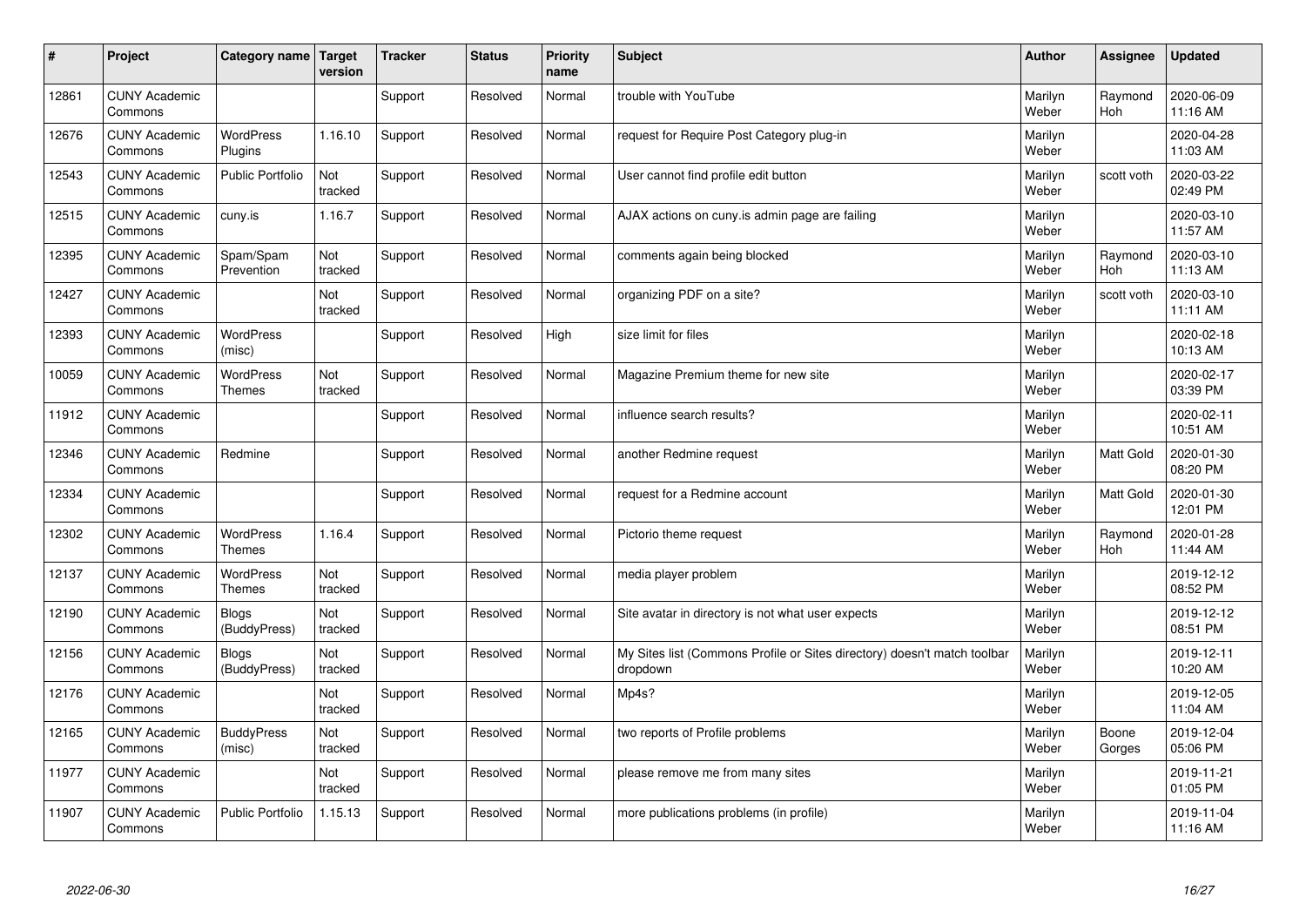| # | Project | Category name | Target version | Tracker | Status | Priority name | Subject | Author | Assignee | Updated |
|---|---|---|---|---|---|---|---|---|---|---|
| 12861 | CUNY Academic Commons | | | Support | Resolved | Normal | trouble with YouTube | Marilyn Weber | Raymond Hoh | 2020-06-09 11:16 AM |
| 12676 | CUNY Academic Commons | WordPress Plugins | 1.16.10 | Support | Resolved | Normal | request for Require Post Category plug-in | Marilyn Weber | | 2020-04-28 11:03 AM |
| 12543 | CUNY Academic Commons | Public Portfolio | Not tracked | Support | Resolved | Normal | User cannot find profile edit button | Marilyn Weber | scott voth | 2020-03-22 02:49 PM |
| 12515 | CUNY Academic Commons | cuny.is | 1.16.7 | Support | Resolved | Normal | AJAX actions on cuny.is admin page are failing | Marilyn Weber | | 2020-03-10 11:57 AM |
| 12395 | CUNY Academic Commons | Spam/Spam Prevention | Not tracked | Support | Resolved | Normal | comments again being blocked | Marilyn Weber | Raymond Hoh | 2020-03-10 11:13 AM |
| 12427 | CUNY Academic Commons | | Not tracked | Support | Resolved | Normal | organizing PDF on a site? | Marilyn Weber | scott voth | 2020-03-10 11:11 AM |
| 12393 | CUNY Academic Commons | WordPress (misc) | | Support | Resolved | High | size limit for files | Marilyn Weber | | 2020-02-18 10:13 AM |
| 10059 | CUNY Academic Commons | WordPress Themes | Not tracked | Support | Resolved | Normal | Magazine Premium theme for new site | Marilyn Weber | | 2020-02-17 03:39 PM |
| 11912 | CUNY Academic Commons | | | Support | Resolved | Normal | influence search results? | Marilyn Weber | | 2020-02-11 10:51 AM |
| 12346 | CUNY Academic Commons | Redmine | | Support | Resolved | Normal | another Redmine request | Marilyn Weber | Matt Gold | 2020-01-30 08:20 PM |
| 12334 | CUNY Academic Commons | | | Support | Resolved | Normal | request for a Redmine account | Marilyn Weber | Matt Gold | 2020-01-30 12:01 PM |
| 12302 | CUNY Academic Commons | WordPress Themes | 1.16.4 | Support | Resolved | Normal | Pictorio theme request | Marilyn Weber | Raymond Hoh | 2020-01-28 11:44 AM |
| 12137 | CUNY Academic Commons | WordPress Themes | Not tracked | Support | Resolved | Normal | media player problem | Marilyn Weber | | 2019-12-12 08:52 PM |
| 12190 | CUNY Academic Commons | Blogs (BuddyPress) | Not tracked | Support | Resolved | Normal | Site avatar in directory is not what user expects | Marilyn Weber | | 2019-12-12 08:51 PM |
| 12156 | CUNY Academic Commons | Blogs (BuddyPress) | Not tracked | Support | Resolved | Normal | My Sites list (Commons Profile or Sites directory) doesn't match toolbar dropdown | Marilyn Weber | | 2019-12-11 10:20 AM |
| 12176 | CUNY Academic Commons | | Not tracked | Support | Resolved | Normal | Mp4s? | Marilyn Weber | | 2019-12-05 11:04 AM |
| 12165 | CUNY Academic Commons | BuddyPress (misc) | Not tracked | Support | Resolved | Normal | two reports of Profile problems | Marilyn Weber | Boone Gorges | 2019-12-04 05:06 PM |
| 11977 | CUNY Academic Commons | | Not tracked | Support | Resolved | Normal | please remove me from many sites | Marilyn Weber | | 2019-11-21 01:05 PM |
| 11907 | CUNY Academic Commons | Public Portfolio | 1.15.13 | Support | Resolved | Normal | more publications problems (in profile) | Marilyn Weber | | 2019-11-04 11:16 AM |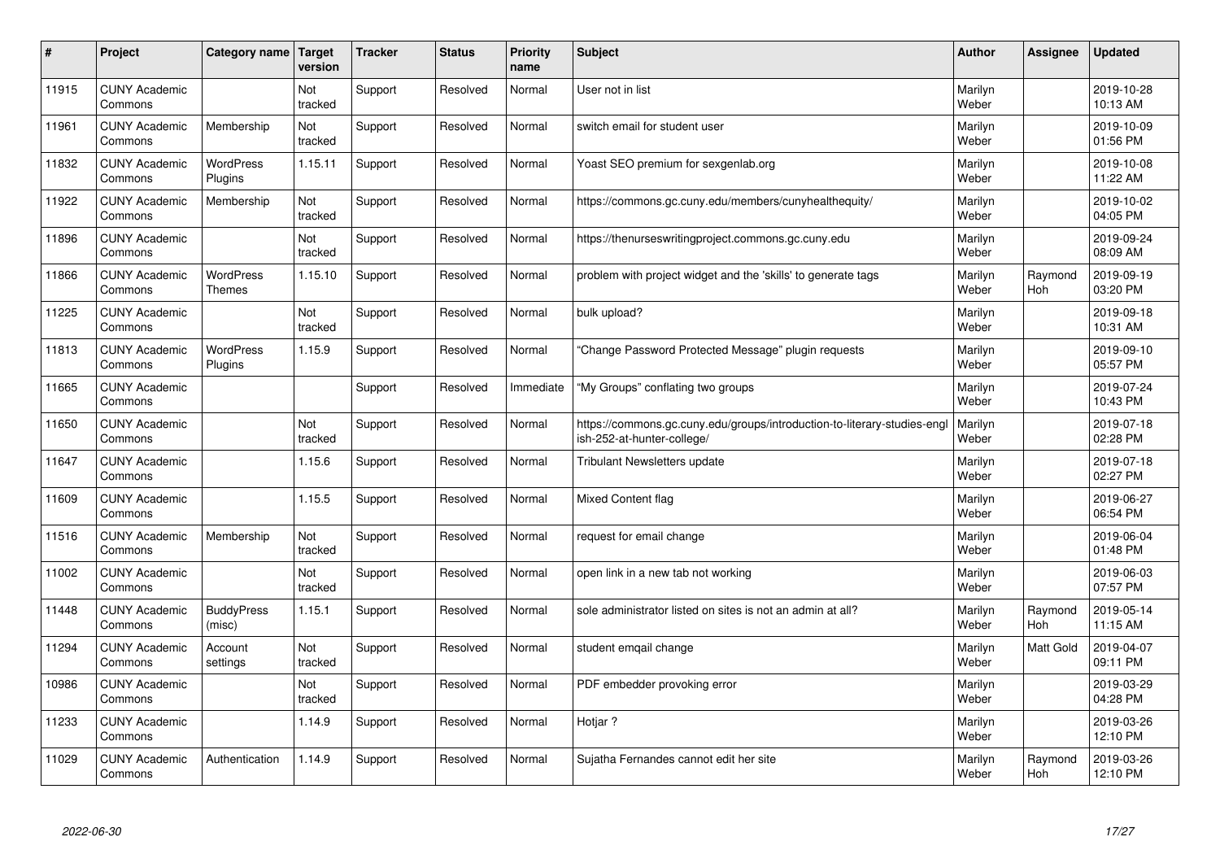| # | Project | Category name | Target version | Tracker | Status | Priority name | Subject | Author | Assignee | Updated |
|---|---|---|---|---|---|---|---|---|---|---|
| 11915 | CUNY Academic Commons | | Not tracked | Support | Resolved | Normal | User not in list | Marilyn Weber | | 2019-10-28 10:13 AM |
| 11961 | CUNY Academic Commons | Membership | Not tracked | Support | Resolved | Normal | switch email for student user | Marilyn Weber | | 2019-10-09 01:56 PM |
| 11832 | CUNY Academic Commons | WordPress Plugins | 1.15.11 | Support | Resolved | Normal | Yoast SEO premium for sexgenlab.org | Marilyn Weber | | 2019-10-08 11:22 AM |
| 11922 | CUNY Academic Commons | Membership | Not tracked | Support | Resolved | Normal | https://commons.gc.cuny.edu/members/cunyhealthequity/ | Marilyn Weber | | 2019-10-02 04:05 PM |
| 11896 | CUNY Academic Commons | | Not tracked | Support | Resolved | Normal | https://thenurseswritingproject.commons.gc.cuny.edu | Marilyn Weber | | 2019-09-24 08:09 AM |
| 11866 | CUNY Academic Commons | WordPress Themes | 1.15.10 | Support | Resolved | Normal | problem with project widget and the 'skills' to generate tags | Marilyn Weber | Raymond Hoh | 2019-09-19 03:20 PM |
| 11225 | CUNY Academic Commons | | Not tracked | Support | Resolved | Normal | bulk upload? | Marilyn Weber | | 2019-09-18 10:31 AM |
| 11813 | CUNY Academic Commons | WordPress Plugins | 1.15.9 | Support | Resolved | Normal | "Change Password Protected Message" plugin requests | Marilyn Weber | | 2019-09-10 05:57 PM |
| 11665 | CUNY Academic Commons | | | Support | Resolved | Immediate | "My Groups" conflating two groups | Marilyn Weber | | 2019-07-24 10:43 PM |
| 11650 | CUNY Academic Commons | | Not tracked | Support | Resolved | Normal | https://commons.gc.cuny.edu/groups/introduction-to-literary-studies-english-252-at-hunter-college/ | Marilyn Weber | | 2019-07-18 02:28 PM |
| 11647 | CUNY Academic Commons | | 1.15.6 | Support | Resolved | Normal | Tribulant Newsletters update | Marilyn Weber | | 2019-07-18 02:27 PM |
| 11609 | CUNY Academic Commons | | 1.15.5 | Support | Resolved | Normal | Mixed Content flag | Marilyn Weber | | 2019-06-27 06:54 PM |
| 11516 | CUNY Academic Commons | Membership | Not tracked | Support | Resolved | Normal | request for email change | Marilyn Weber | | 2019-06-04 01:48 PM |
| 11002 | CUNY Academic Commons | | Not tracked | Support | Resolved | Normal | open link in a new tab not working | Marilyn Weber | | 2019-06-03 07:57 PM |
| 11448 | CUNY Academic Commons | BuddyPress (misc) | 1.15.1 | Support | Resolved | Normal | sole administrator listed on sites is not an admin at all? | Marilyn Weber | Raymond Hoh | 2019-05-14 11:15 AM |
| 11294 | CUNY Academic Commons | Account settings | Not tracked | Support | Resolved | Normal | student emqail change | Marilyn Weber | Matt Gold | 2019-04-07 09:11 PM |
| 10986 | CUNY Academic Commons | | Not tracked | Support | Resolved | Normal | PDF embedder provoking error | Marilyn Weber | | 2019-03-29 04:28 PM |
| 11233 | CUNY Academic Commons | | 1.14.9 | Support | Resolved | Normal | Hotjar ? | Marilyn Weber | | 2019-03-26 12:10 PM |
| 11029 | CUNY Academic Commons | Authentication | 1.14.9 | Support | Resolved | Normal | Sujatha Fernandes cannot edit her site | Marilyn Weber | Raymond Hoh | 2019-03-26 12:10 PM |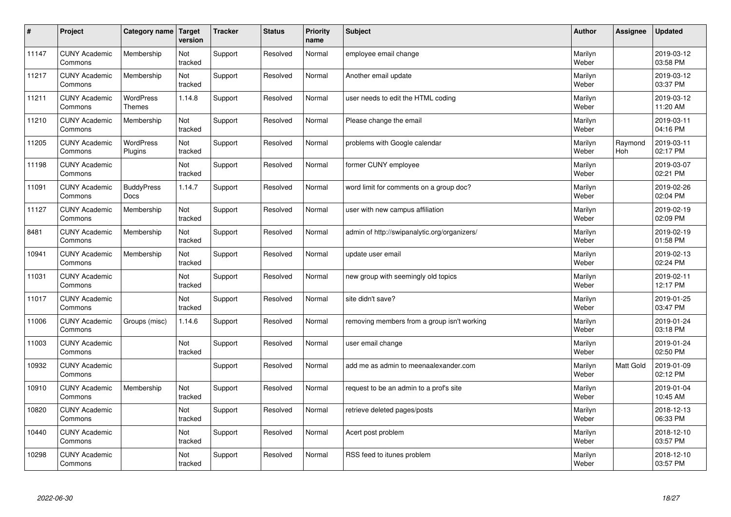| # | Project | Category name | Target version | Tracker | Status | Priority name | Subject | Author | Assignee | Updated |
|---|---|---|---|---|---|---|---|---|---|---|
| 11147 | CUNY Academic Commons | Membership | Not tracked | Support | Resolved | Normal | employee email change | Marilyn Weber | | 2019-03-12 03:58 PM |
| 11217 | CUNY Academic Commons | Membership | Not tracked | Support | Resolved | Normal | Another email update | Marilyn Weber | | 2019-03-12 03:37 PM |
| 11211 | CUNY Academic Commons | WordPress Themes | 1.14.8 | Support | Resolved | Normal | user needs to edit the HTML coding | Marilyn Weber | | 2019-03-12 11:20 AM |
| 11210 | CUNY Academic Commons | Membership | Not tracked | Support | Resolved | Normal | Please change the email | Marilyn Weber | | 2019-03-11 04:16 PM |
| 11205 | CUNY Academic Commons | WordPress Plugins | Not tracked | Support | Resolved | Normal | problems with Google calendar | Marilyn Weber | Raymond Hoh | 2019-03-11 02:17 PM |
| 11198 | CUNY Academic Commons | | Not tracked | Support | Resolved | Normal | former CUNY employee | Marilyn Weber | | 2019-03-07 02:21 PM |
| 11091 | CUNY Academic Commons | BuddyPress Docs | 1.14.7 | Support | Resolved | Normal | word limit for comments on a group doc? | Marilyn Weber | | 2019-02-26 02:04 PM |
| 11127 | CUNY Academic Commons | Membership | Not tracked | Support | Resolved | Normal | user with new campus affiliation | Marilyn Weber | | 2019-02-19 02:09 PM |
| 8481 | CUNY Academic Commons | Membership | Not tracked | Support | Resolved | Normal | admin of http://swipanalytic.org/organizers/ | Marilyn Weber | | 2019-02-19 01:58 PM |
| 10941 | CUNY Academic Commons | Membership | Not tracked | Support | Resolved | Normal | update user email | Marilyn Weber | | 2019-02-13 02:24 PM |
| 11031 | CUNY Academic Commons | | Not tracked | Support | Resolved | Normal | new group with seemingly old topics | Marilyn Weber | | 2019-02-11 12:17 PM |
| 11017 | CUNY Academic Commons | | Not tracked | Support | Resolved | Normal | site didn't save? | Marilyn Weber | | 2019-01-25 03:47 PM |
| 11006 | CUNY Academic Commons | Groups (misc) | 1.14.6 | Support | Resolved | Normal | removing members from a group isn't working | Marilyn Weber | | 2019-01-24 03:18 PM |
| 11003 | CUNY Academic Commons | | Not tracked | Support | Resolved | Normal | user email change | Marilyn Weber | | 2019-01-24 02:50 PM |
| 10932 | CUNY Academic Commons | | | Support | Resolved | Normal | add me as admin to meenaalexander.com | Marilyn Weber | Matt Gold | 2019-01-09 02:12 PM |
| 10910 | CUNY Academic Commons | Membership | Not tracked | Support | Resolved | Normal | request to be an admin to a prof's site | Marilyn Weber | | 2019-01-04 10:45 AM |
| 10820 | CUNY Academic Commons | | Not tracked | Support | Resolved | Normal | retrieve deleted pages/posts | Marilyn Weber | | 2018-12-13 06:33 PM |
| 10440 | CUNY Academic Commons | | Not tracked | Support | Resolved | Normal | Acert post problem | Marilyn Weber | | 2018-12-10 03:57 PM |
| 10298 | CUNY Academic Commons | | Not tracked | Support | Resolved | Normal | RSS feed to itunes problem | Marilyn Weber | | 2018-12-10 03:57 PM |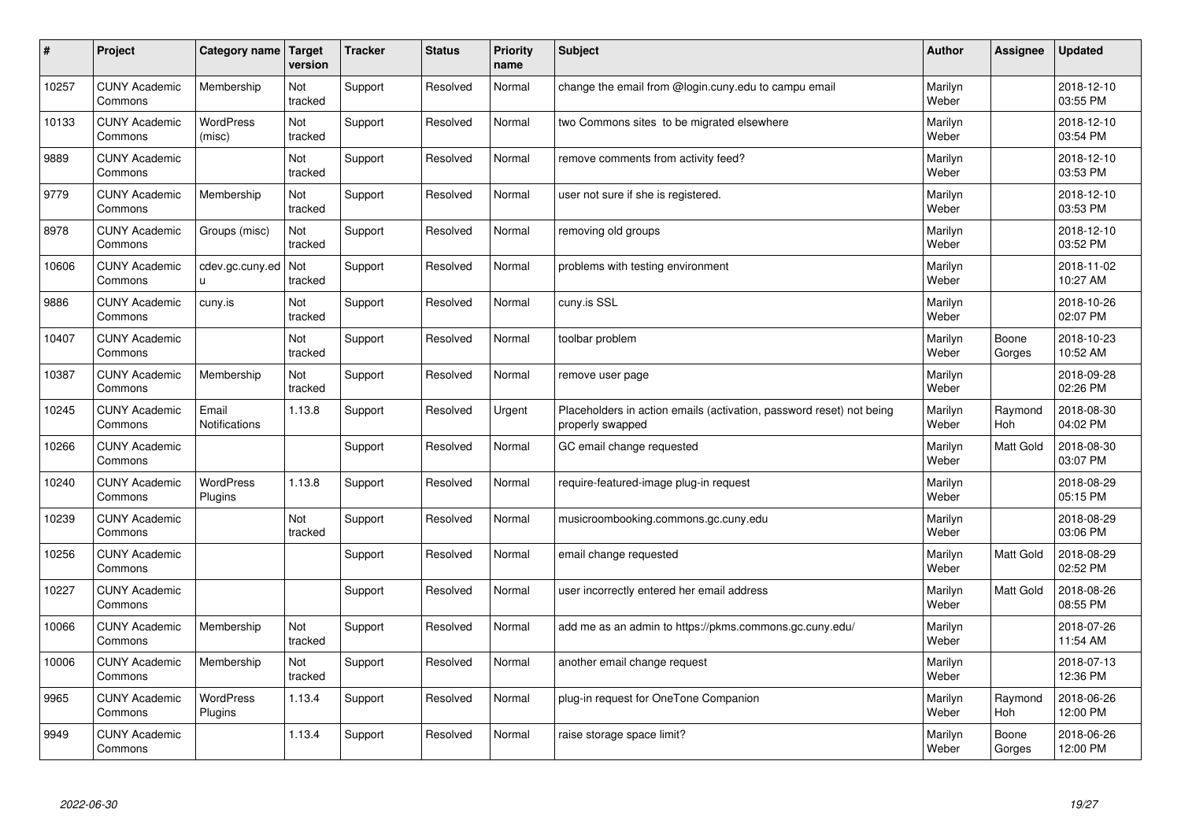| # | Project | Category name | Target version | Tracker | Status | Priority name | Subject | Author | Assignee | Updated |
|---|---|---|---|---|---|---|---|---|---|---|
| 10257 | CUNY Academic Commons | Membership | Not tracked | Support | Resolved | Normal | change the email from @login.cuny.edu to campu email | Marilyn Weber | | 2018-12-10 03:55 PM |
| 10133 | CUNY Academic Commons | WordPress (misc) | Not tracked | Support | Resolved | Normal | two Commons sites to be migrated elsewhere | Marilyn Weber | | 2018-12-10 03:54 PM |
| 9889 | CUNY Academic Commons | | Not tracked | Support | Resolved | Normal | remove comments from activity feed? | Marilyn Weber | | 2018-12-10 03:53 PM |
| 9779 | CUNY Academic Commons | Membership | Not tracked | Support | Resolved | Normal | user not sure if she is registered. | Marilyn Weber | | 2018-12-10 03:53 PM |
| 8978 | CUNY Academic Commons | Groups (misc) | Not tracked | Support | Resolved | Normal | removing old groups | Marilyn Weber | | 2018-12-10 03:52 PM |
| 10606 | CUNY Academic Commons | cdev.gc.cuny.edu | Not tracked | Support | Resolved | Normal | problems with testing environment | Marilyn Weber | | 2018-11-02 10:27 AM |
| 9886 | CUNY Academic Commons | cuny.is | Not tracked | Support | Resolved | Normal | cuny.is SSL | Marilyn Weber | | 2018-10-26 02:07 PM |
| 10407 | CUNY Academic Commons | | Not tracked | Support | Resolved | Normal | toolbar problem | Marilyn Weber | Boone Gorges | 2018-10-23 10:52 AM |
| 10387 | CUNY Academic Commons | Membership | Not tracked | Support | Resolved | Normal | remove user page | Marilyn Weber | | 2018-09-28 02:26 PM |
| 10245 | CUNY Academic Commons | Email Notifications | 1.13.8 | Support | Resolved | Urgent | Placeholders in action emails (activation, password reset) not being properly swapped | Marilyn Weber | Raymond Hoh | 2018-08-30 04:02 PM |
| 10266 | CUNY Academic Commons | | | Support | Resolved | Normal | GC email change requested | Marilyn Weber | Matt Gold | 2018-08-30 03:07 PM |
| 10240 | CUNY Academic Commons | WordPress Plugins | 1.13.8 | Support | Resolved | Normal | require-featured-image plug-in request | Marilyn Weber | | 2018-08-29 05:15 PM |
| 10239 | CUNY Academic Commons | | Not tracked | Support | Resolved | Normal | musicroombooking.commons.gc.cuny.edu | Marilyn Weber | | 2018-08-29 03:06 PM |
| 10256 | CUNY Academic Commons | | | Support | Resolved | Normal | email change requested | Marilyn Weber | Matt Gold | 2018-08-29 02:52 PM |
| 10227 | CUNY Academic Commons | | | Support | Resolved | Normal | user incorrectly entered her email address | Marilyn Weber | Matt Gold | 2018-08-26 08:55 PM |
| 10066 | CUNY Academic Commons | Membership | Not tracked | Support | Resolved | Normal | add me as an admin to https://pkms.commons.gc.cuny.edu/ | Marilyn Weber | | 2018-07-26 11:54 AM |
| 10006 | CUNY Academic Commons | Membership | Not tracked | Support | Resolved | Normal | another email change request | Marilyn Weber | | 2018-07-13 12:36 PM |
| 9965 | CUNY Academic Commons | WordPress Plugins | 1.13.4 | Support | Resolved | Normal | plug-in request for OneTone Companion | Marilyn Weber | Raymond Hoh | 2018-06-26 12:00 PM |
| 9949 | CUNY Academic Commons | | 1.13.4 | Support | Resolved | Normal | raise storage space limit? | Marilyn Weber | Boone Gorges | 2018-06-26 12:00 PM |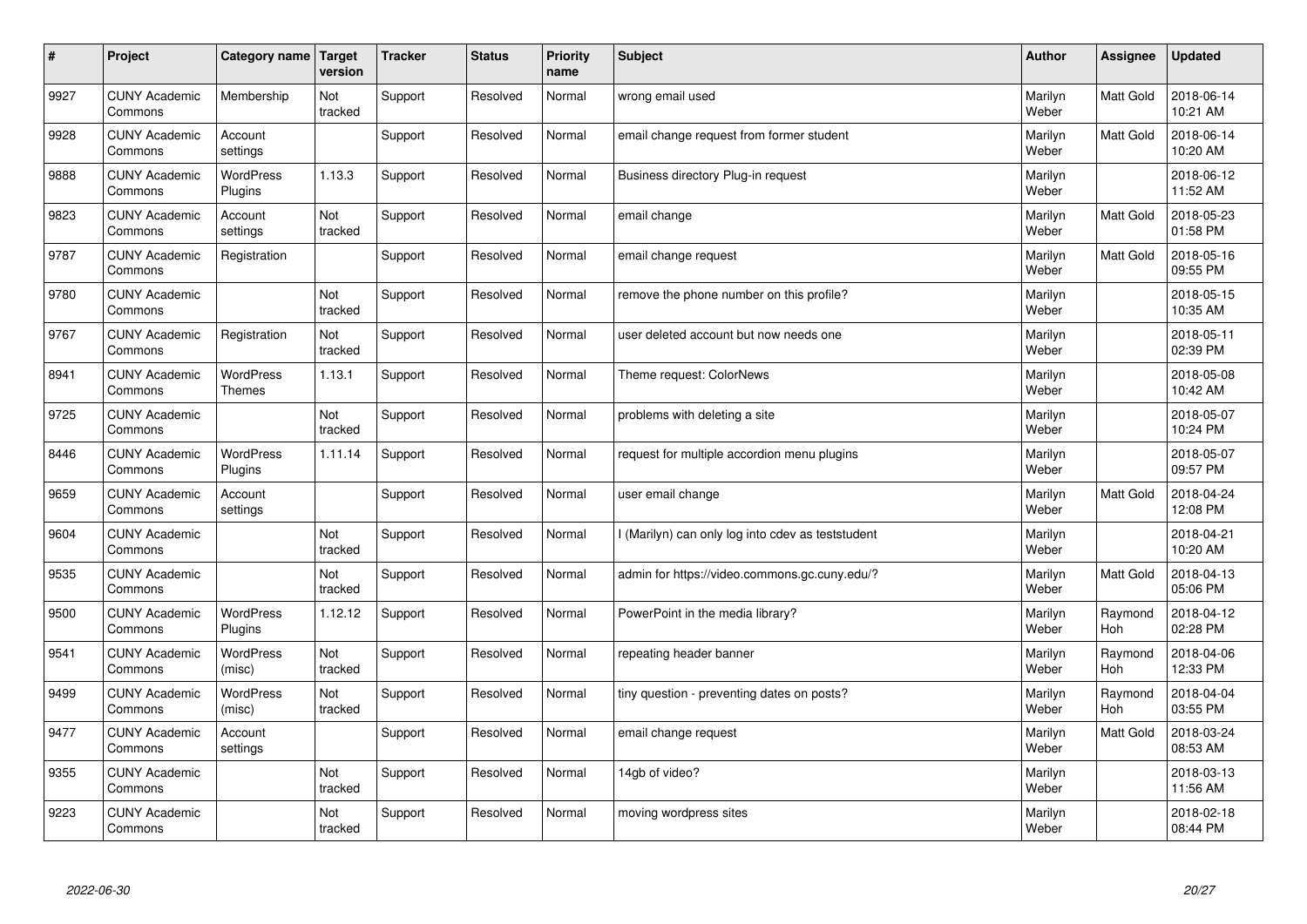| # | Project | Category name | Target version | Tracker | Status | Priority name | Subject | Author | Assignee | Updated |
|---|---|---|---|---|---|---|---|---|---|---|
| 9927 | CUNY Academic Commons | Membership | Not tracked | Support | Resolved | Normal | wrong email used | Marilyn Weber | Matt Gold | 2018-06-14 10:21 AM |
| 9928 | CUNY Academic Commons | Account settings | | Support | Resolved | Normal | email change request from former student | Marilyn Weber | Matt Gold | 2018-06-14 10:20 AM |
| 9888 | CUNY Academic Commons | WordPress Plugins | 1.13.3 | Support | Resolved | Normal | Business directory Plug-in request | Marilyn Weber | | 2018-06-12 11:52 AM |
| 9823 | CUNY Academic Commons | Account settings | Not tracked | Support | Resolved | Normal | email change | Marilyn Weber | Matt Gold | 2018-05-23 01:58 PM |
| 9787 | CUNY Academic Commons | Registration | | Support | Resolved | Normal | email change request | Marilyn Weber | Matt Gold | 2018-05-16 09:55 PM |
| 9780 | CUNY Academic Commons | | Not tracked | Support | Resolved | Normal | remove the phone number on this profile? | Marilyn Weber | | 2018-05-15 10:35 AM |
| 9767 | CUNY Academic Commons | Registration | Not tracked | Support | Resolved | Normal | user deleted account but now needs one | Marilyn Weber | | 2018-05-11 02:39 PM |
| 8941 | CUNY Academic Commons | WordPress Themes | 1.13.1 | Support | Resolved | Normal | Theme request: ColorNews | Marilyn Weber | | 2018-05-08 10:42 AM |
| 9725 | CUNY Academic Commons | | Not tracked | Support | Resolved | Normal | problems with deleting a site | Marilyn Weber | | 2018-05-07 10:24 PM |
| 8446 | CUNY Academic Commons | WordPress Plugins | 1.11.14 | Support | Resolved | Normal | request for multiple accordion menu plugins | Marilyn Weber | | 2018-05-07 09:57 PM |
| 9659 | CUNY Academic Commons | Account settings | | Support | Resolved | Normal | user email change | Marilyn Weber | Matt Gold | 2018-04-24 12:08 PM |
| 9604 | CUNY Academic Commons | | Not tracked | Support | Resolved | Normal | I (Marilyn) can only log into cdev as teststudent | Marilyn Weber | | 2018-04-21 10:20 AM |
| 9535 | CUNY Academic Commons | | Not tracked | Support | Resolved | Normal | admin for https://video.commons.gc.cuny.edu/? | Marilyn Weber | Matt Gold | 2018-04-13 05:06 PM |
| 9500 | CUNY Academic Commons | WordPress Plugins | 1.12.12 | Support | Resolved | Normal | PowerPoint in the media library? | Marilyn Weber | Raymond Hoh | 2018-04-12 02:28 PM |
| 9541 | CUNY Academic Commons | WordPress (misc) | Not tracked | Support | Resolved | Normal | repeating header banner | Marilyn Weber | Raymond Hoh | 2018-04-06 12:33 PM |
| 9499 | CUNY Academic Commons | WordPress (misc) | Not tracked | Support | Resolved | Normal | tiny question - preventing dates on posts? | Marilyn Weber | Raymond Hoh | 2018-04-04 03:55 PM |
| 9477 | CUNY Academic Commons | Account settings | | Support | Resolved | Normal | email change request | Marilyn Weber | Matt Gold | 2018-03-24 08:53 AM |
| 9355 | CUNY Academic Commons | | Not tracked | Support | Resolved | Normal | 14gb of video? | Marilyn Weber | | 2018-03-13 11:56 AM |
| 9223 | CUNY Academic Commons | | Not tracked | Support | Resolved | Normal | moving wordpress sites | Marilyn Weber | | 2018-02-18 08:44 PM |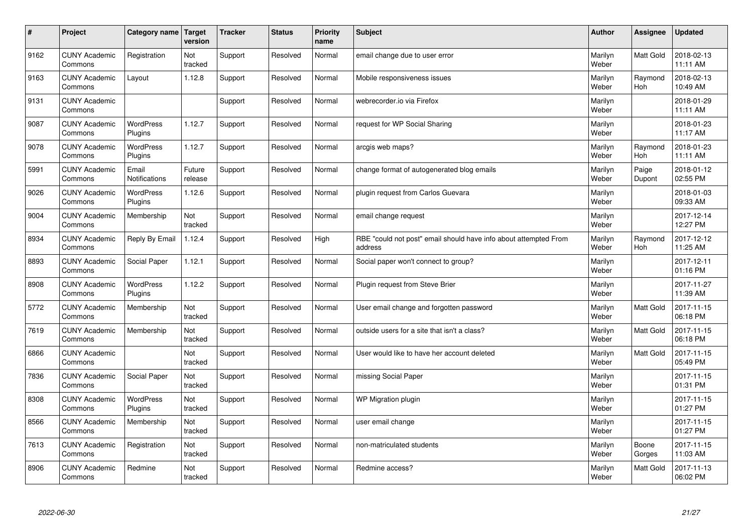| # | Project | Category name | Target version | Tracker | Status | Priority name | Subject | Author | Assignee | Updated |
|---|---|---|---|---|---|---|---|---|---|---|
| 9162 | CUNY Academic Commons | Registration | Not tracked | Support | Resolved | Normal | email change due to user error | Marilyn Weber | Matt Gold | 2018-02-13 11:11 AM |
| 9163 | CUNY Academic Commons | Layout | 1.12.8 | Support | Resolved | Normal | Mobile responsiveness issues | Marilyn Weber | Raymond Hoh | 2018-02-13 10:49 AM |
| 9131 | CUNY Academic Commons | | | Support | Resolved | Normal | webrecorder.io via Firefox | Marilyn Weber | | 2018-01-29 11:11 AM |
| 9087 | CUNY Academic Commons | WordPress Plugins | 1.12.7 | Support | Resolved | Normal | request for WP Social Sharing | Marilyn Weber | | 2018-01-23 11:17 AM |
| 9078 | CUNY Academic Commons | WordPress Plugins | 1.12.7 | Support | Resolved | Normal | arcgis web maps? | Marilyn Weber | Raymond Hoh | 2018-01-23 11:11 AM |
| 5991 | CUNY Academic Commons | Email Notifications | Future release | Support | Resolved | Normal | change format of autogenerated blog emails | Marilyn Weber | Paige Dupont | 2018-01-12 02:55 PM |
| 9026 | CUNY Academic Commons | WordPress Plugins | 1.12.6 | Support | Resolved | Normal | plugin request from Carlos Guevara | Marilyn Weber | | 2018-01-03 09:33 AM |
| 9004 | CUNY Academic Commons | Membership | Not tracked | Support | Resolved | Normal | email change request | Marilyn Weber | | 2017-12-14 12:27 PM |
| 8934 | CUNY Academic Commons | Reply By Email | 1.12.4 | Support | Resolved | High | RBE "could not post" email should have info about attempted From address | Marilyn Weber | Raymond Hoh | 2017-12-12 11:25 AM |
| 8893 | CUNY Academic Commons | Social Paper | 1.12.1 | Support | Resolved | Normal | Social paper won't connect to group? | Marilyn Weber | | 2017-12-11 01:16 PM |
| 8908 | CUNY Academic Commons | WordPress Plugins | 1.12.2 | Support | Resolved | Normal | Plugin request from Steve Brier | Marilyn Weber | | 2017-11-27 11:39 AM |
| 5772 | CUNY Academic Commons | Membership | Not tracked | Support | Resolved | Normal | User email change and forgotten password | Marilyn Weber | Matt Gold | 2017-11-15 06:18 PM |
| 7619 | CUNY Academic Commons | Membership | Not tracked | Support | Resolved | Normal | outside users for a site that isn't a class? | Marilyn Weber | Matt Gold | 2017-11-15 06:18 PM |
| 6866 | CUNY Academic Commons | | Not tracked | Support | Resolved | Normal | User would like to have her account deleted | Marilyn Weber | Matt Gold | 2017-11-15 05:49 PM |
| 7836 | CUNY Academic Commons | Social Paper | Not tracked | Support | Resolved | Normal | missing Social Paper | Marilyn Weber | | 2017-11-15 01:31 PM |
| 8308 | CUNY Academic Commons | WordPress Plugins | Not tracked | Support | Resolved | Normal | WP Migration plugin | Marilyn Weber | | 2017-11-15 01:27 PM |
| 8566 | CUNY Academic Commons | Membership | Not tracked | Support | Resolved | Normal | user email change | Marilyn Weber | | 2017-11-15 01:27 PM |
| 7613 | CUNY Academic Commons | Registration | Not tracked | Support | Resolved | Normal | non-matriculated students | Marilyn Weber | Boone Gorges | 2017-11-15 11:03 AM |
| 8906 | CUNY Academic Commons | Redmine | Not tracked | Support | Resolved | Normal | Redmine access? | Marilyn Weber | Matt Gold | 2017-11-13 06:02 PM |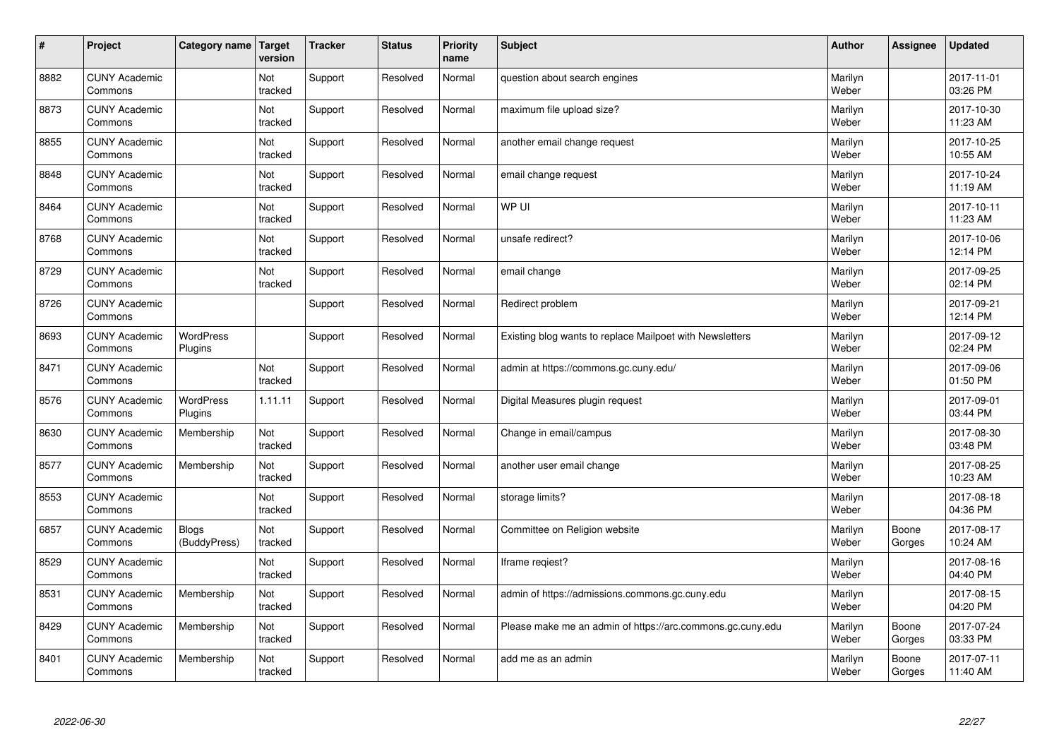| # | Project | Category name | Target version | Tracker | Status | Priority name | Subject | Author | Assignee | Updated |
|---|---|---|---|---|---|---|---|---|---|---|
| 8882 | CUNY Academic Commons | | Not tracked | Support | Resolved | Normal | question about search engines | Marilyn Weber | | 2017-11-01 03:26 PM |
| 8873 | CUNY Academic Commons | | Not tracked | Support | Resolved | Normal | maximum file upload size? | Marilyn Weber | | 2017-10-30 11:23 AM |
| 8855 | CUNY Academic Commons | | Not tracked | Support | Resolved | Normal | another email change request | Marilyn Weber | | 2017-10-25 10:55 AM |
| 8848 | CUNY Academic Commons | | Not tracked | Support | Resolved | Normal | email change request | Marilyn Weber | | 2017-10-24 11:19 AM |
| 8464 | CUNY Academic Commons | | Not tracked | Support | Resolved | Normal | WP UI | Marilyn Weber | | 2017-10-11 11:23 AM |
| 8768 | CUNY Academic Commons | | Not tracked | Support | Resolved | Normal | unsafe redirect? | Marilyn Weber | | 2017-10-06 12:14 PM |
| 8729 | CUNY Academic Commons | | Not tracked | Support | Resolved | Normal | email change | Marilyn Weber | | 2017-09-25 02:14 PM |
| 8726 | CUNY Academic Commons | | | Support | Resolved | Normal | Redirect problem | Marilyn Weber | | 2017-09-21 12:14 PM |
| 8693 | CUNY Academic Commons | WordPress Plugins | | Support | Resolved | Normal | Existing blog wants to replace Mailpoet with Newsletters | Marilyn Weber | | 2017-09-12 02:24 PM |
| 8471 | CUNY Academic Commons | | Not tracked | Support | Resolved | Normal | admin at https://commons.gc.cuny.edu/ | Marilyn Weber | | 2017-09-06 01:50 PM |
| 8576 | CUNY Academic Commons | WordPress Plugins | 1.11.11 | Support | Resolved | Normal | Digital Measures plugin request | Marilyn Weber | | 2017-09-01 03:44 PM |
| 8630 | CUNY Academic Commons | Membership | Not tracked | Support | Resolved | Normal | Change in email/campus | Marilyn Weber | | 2017-08-30 03:48 PM |
| 8577 | CUNY Academic Commons | Membership | Not tracked | Support | Resolved | Normal | another user email change | Marilyn Weber | | 2017-08-25 10:23 AM |
| 8553 | CUNY Academic Commons | | Not tracked | Support | Resolved | Normal | storage limits? | Marilyn Weber | | 2017-08-18 04:36 PM |
| 6857 | CUNY Academic Commons | Blogs (BuddyPress) | Not tracked | Support | Resolved | Normal | Committee on Religion website | Marilyn Weber | Boone Gorges | 2017-08-17 10:24 AM |
| 8529 | CUNY Academic Commons | | Not tracked | Support | Resolved | Normal | Iframe reqiest? | Marilyn Weber | | 2017-08-16 04:40 PM |
| 8531 | CUNY Academic Commons | Membership | Not tracked | Support | Resolved | Normal | admin of https://admissions.commons.gc.cuny.edu | Marilyn Weber | | 2017-08-15 04:20 PM |
| 8429 | CUNY Academic Commons | Membership | Not tracked | Support | Resolved | Normal | Please make me an admin of https://arc.commons.gc.cuny.edu | Marilyn Weber | Boone Gorges | 2017-07-24 03:33 PM |
| 8401 | CUNY Academic Commons | Membership | Not tracked | Support | Resolved | Normal | add me as an admin | Marilyn Weber | Boone Gorges | 2017-07-11 11:40 AM |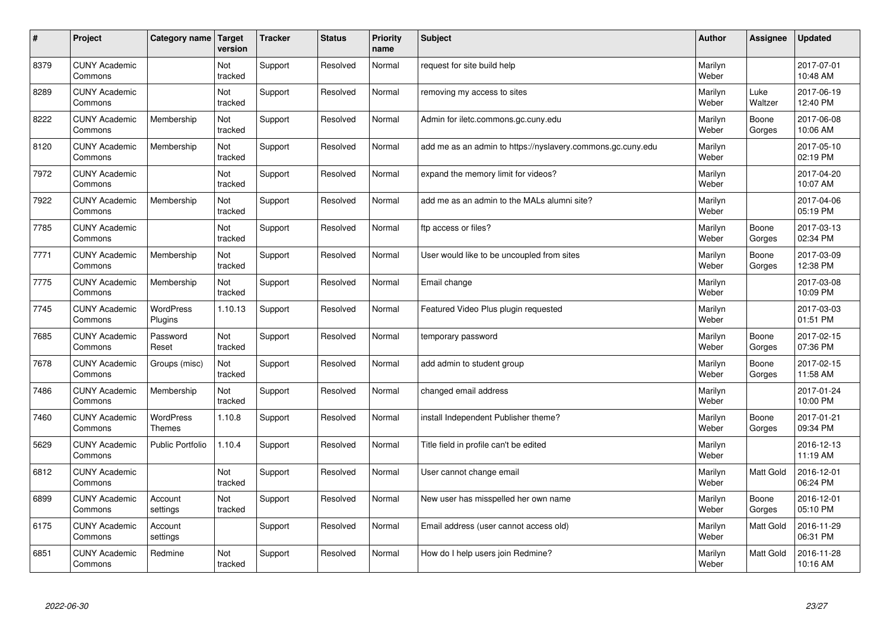| # | Project | Category name | Target version | Tracker | Status | Priority name | Subject | Author | Assignee | Updated |
|---|---|---|---|---|---|---|---|---|---|---|
| 8379 | CUNY Academic Commons | | Not tracked | Support | Resolved | Normal | request for site build help | Marilyn Weber | | 2017-07-01 10:48 AM |
| 8289 | CUNY Academic Commons | | Not tracked | Support | Resolved | Normal | removing my access to sites | Marilyn Weber | Luke Waltzer | 2017-06-19 12:40 PM |
| 8222 | CUNY Academic Commons | Membership | Not tracked | Support | Resolved | Normal | Admin for iletc.commons.gc.cuny.edu | Marilyn Weber | Boone Gorges | 2017-06-08 10:06 AM |
| 8120 | CUNY Academic Commons | Membership | Not tracked | Support | Resolved | Normal | add me as an admin to https://nyslavery.commons.gc.cuny.edu | Marilyn Weber | | 2017-05-10 02:19 PM |
| 7972 | CUNY Academic Commons | | Not tracked | Support | Resolved | Normal | expand the memory limit for videos? | Marilyn Weber | | 2017-04-20 10:07 AM |
| 7922 | CUNY Academic Commons | Membership | Not tracked | Support | Resolved | Normal | add me as an admin to the MALs alumni site? | Marilyn Weber | | 2017-04-06 05:19 PM |
| 7785 | CUNY Academic Commons | | Not tracked | Support | Resolved | Normal | ftp access or files? | Marilyn Weber | Boone Gorges | 2017-03-13 02:34 PM |
| 7771 | CUNY Academic Commons | Membership | Not tracked | Support | Resolved | Normal | User would like to be uncoupled from sites | Marilyn Weber | Boone Gorges | 2017-03-09 12:38 PM |
| 7775 | CUNY Academic Commons | Membership | Not tracked | Support | Resolved | Normal | Email change | Marilyn Weber | | 2017-03-08 10:09 PM |
| 7745 | CUNY Academic Commons | WordPress Plugins | 1.10.13 | Support | Resolved | Normal | Featured Video Plus plugin requested | Marilyn Weber | | 2017-03-03 01:51 PM |
| 7685 | CUNY Academic Commons | Password Reset | Not tracked | Support | Resolved | Normal | temporary password | Marilyn Weber | Boone Gorges | 2017-02-15 07:36 PM |
| 7678 | CUNY Academic Commons | Groups (misc) | Not tracked | Support | Resolved | Normal | add admin to student group | Marilyn Weber | Boone Gorges | 2017-02-15 11:58 AM |
| 7486 | CUNY Academic Commons | Membership | Not tracked | Support | Resolved | Normal | changed email address | Marilyn Weber | | 2017-01-24 10:00 PM |
| 7460 | CUNY Academic Commons | WordPress Themes | 1.10.8 | Support | Resolved | Normal | install Independent Publisher theme? | Marilyn Weber | Boone Gorges | 2017-01-21 09:34 PM |
| 5629 | CUNY Academic Commons | Public Portfolio | 1.10.4 | Support | Resolved | Normal | Title field in profile can't be edited | Marilyn Weber | | 2016-12-13 11:19 AM |
| 6812 | CUNY Academic Commons | | Not tracked | Support | Resolved | Normal | User cannot change email | Marilyn Weber | Matt Gold | 2016-12-01 06:24 PM |
| 6899 | CUNY Academic Commons | Account settings | Not tracked | Support | Resolved | Normal | New user has misspelled her own name | Marilyn Weber | Boone Gorges | 2016-12-01 05:10 PM |
| 6175 | CUNY Academic Commons | Account settings | | Support | Resolved | Normal | Email address (user cannot access old) | Marilyn Weber | Matt Gold | 2016-11-29 06:31 PM |
| 6851 | CUNY Academic Commons | Redmine | Not tracked | Support | Resolved | Normal | How do I help users join Redmine? | Marilyn Weber | Matt Gold | 2016-11-28 10:16 AM |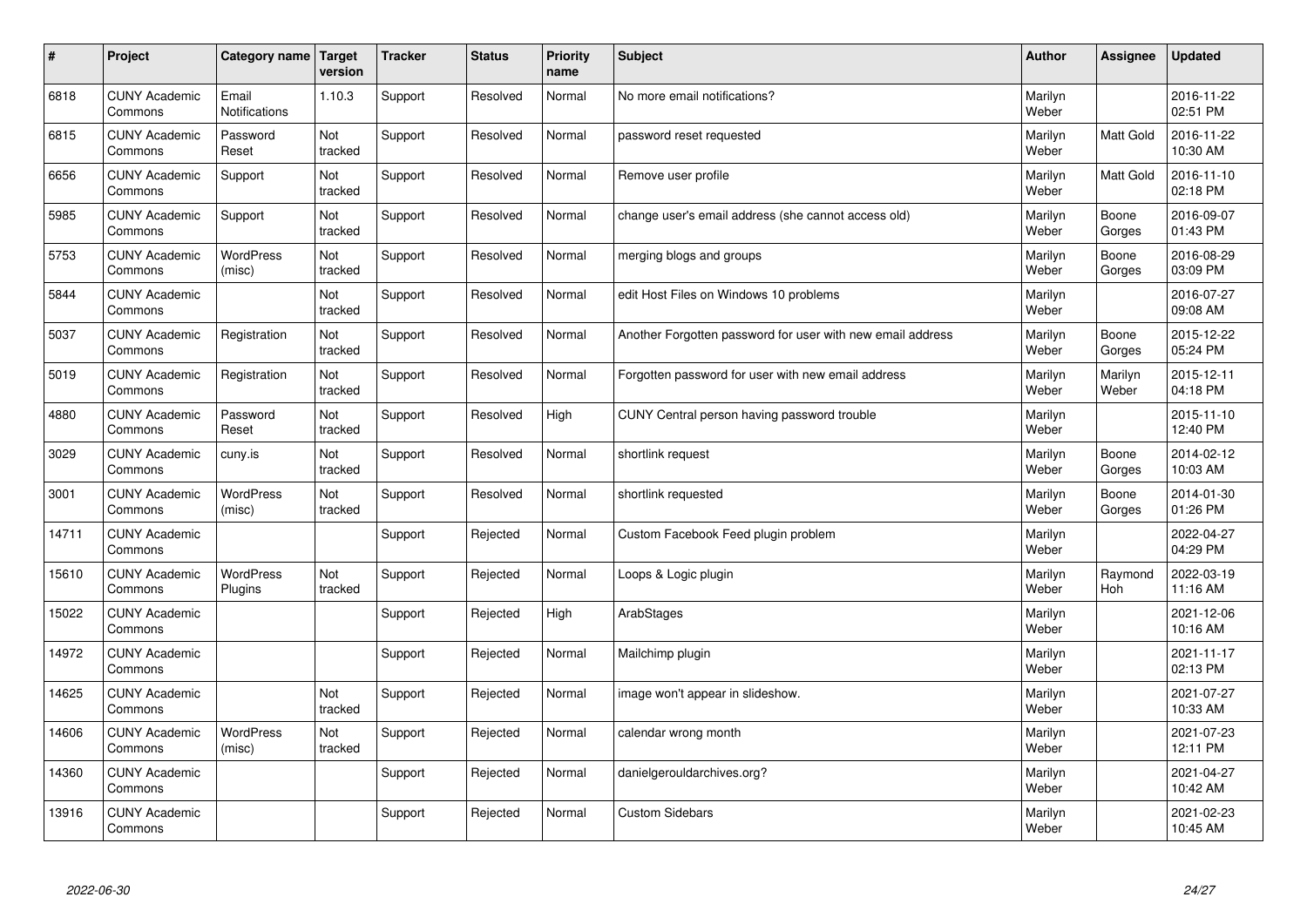| # | Project | Category name | Target version | Tracker | Status | Priority name | Subject | Author | Assignee | Updated |
|---|---|---|---|---|---|---|---|---|---|---|
| 6818 | CUNY Academic Commons | Email Notifications | 1.10.3 | Support | Resolved | Normal | No more email notifications? | Marilyn Weber | | 2016-11-22 02:51 PM |
| 6815 | CUNY Academic Commons | Password Reset | Not tracked | Support | Resolved | Normal | password reset requested | Marilyn Weber | Matt Gold | 2016-11-22 10:30 AM |
| 6656 | CUNY Academic Commons | Support | Not tracked | Support | Resolved | Normal | Remove user profile | Marilyn Weber | Matt Gold | 2016-11-10 02:18 PM |
| 5985 | CUNY Academic Commons | Support | Not tracked | Support | Resolved | Normal | change user's email address (she cannot access old) | Marilyn Weber | Boone Gorges | 2016-09-07 01:43 PM |
| 5753 | CUNY Academic Commons | WordPress (misc) | Not tracked | Support | Resolved | Normal | merging blogs and groups | Marilyn Weber | Boone Gorges | 2016-08-29 03:09 PM |
| 5844 | CUNY Academic Commons | | Not tracked | Support | Resolved | Normal | edit Host Files on Windows 10 problems | Marilyn Weber | | 2016-07-27 09:08 AM |
| 5037 | CUNY Academic Commons | Registration | Not tracked | Support | Resolved | Normal | Another Forgotten password for user with new email address | Marilyn Weber | Boone Gorges | 2015-12-22 05:24 PM |
| 5019 | CUNY Academic Commons | Registration | Not tracked | Support | Resolved | Normal | Forgotten password for user with new email address | Marilyn Weber | Marilyn Weber | 2015-12-11 04:18 PM |
| 4880 | CUNY Academic Commons | Password Reset | Not tracked | Support | Resolved | High | CUNY Central person having password trouble | Marilyn Weber | | 2015-11-10 12:40 PM |
| 3029 | CUNY Academic Commons | cuny.is | Not tracked | Support | Resolved | Normal | shortlink request | Marilyn Weber | Boone Gorges | 2014-02-12 10:03 AM |
| 3001 | CUNY Academic Commons | WordPress (misc) | Not tracked | Support | Resolved | Normal | shortlink requested | Marilyn Weber | Boone Gorges | 2014-01-30 01:26 PM |
| 14711 | CUNY Academic Commons | | | Support | Rejected | Normal | Custom Facebook Feed plugin problem | Marilyn Weber | | 2022-04-27 04:29 PM |
| 15610 | CUNY Academic Commons | WordPress Plugins | Not tracked | Support | Rejected | Normal | Loops & Logic plugin | Marilyn Weber | Raymond Hoh | 2022-03-19 11:16 AM |
| 15022 | CUNY Academic Commons | | | Support | Rejected | High | ArabStages | Marilyn Weber | | 2021-12-06 10:16 AM |
| 14972 | CUNY Academic Commons | | | Support | Rejected | Normal | Mailchimp plugin | Marilyn Weber | | 2021-11-17 02:13 PM |
| 14625 | CUNY Academic Commons | | Not tracked | Support | Rejected | Normal | image won't appear in slideshow. | Marilyn Weber | | 2021-07-27 10:33 AM |
| 14606 | CUNY Academic Commons | WordPress (misc) | Not tracked | Support | Rejected | Normal | calendar wrong month | Marilyn Weber | | 2021-07-23 12:11 PM |
| 14360 | CUNY Academic Commons | | | Support | Rejected | Normal | danielgerouldarchives.org? | Marilyn Weber | | 2021-04-27 10:42 AM |
| 13916 | CUNY Academic Commons | | | Support | Rejected | Normal | Custom Sidebars | Marilyn Weber | | 2021-02-23 10:45 AM |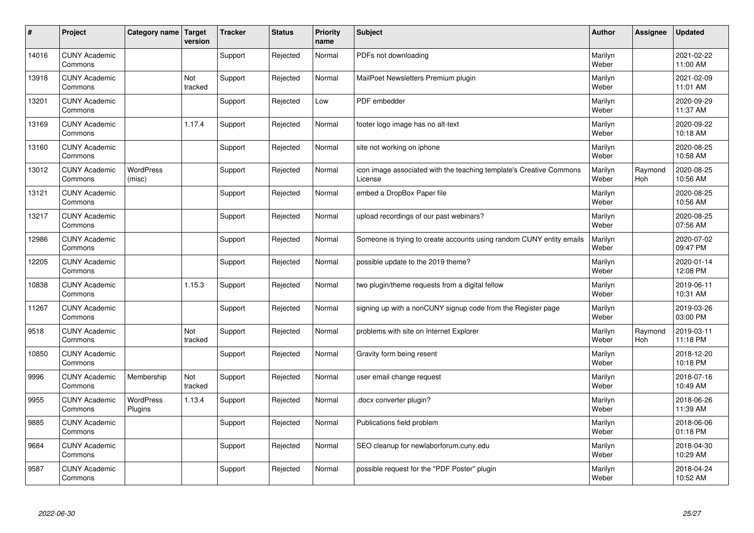| # | Project | Category name | Target version | Tracker | Status | Priority name | Subject | Author | Assignee | Updated |
|---|---|---|---|---|---|---|---|---|---|---|
| 14016 | CUNY Academic Commons | | | Support | Rejected | Normal | PDFs not downloading | Marilyn Weber | | 2021-02-22 11:00 AM |
| 13918 | CUNY Academic Commons | | Not tracked | Support | Rejected | Normal | MailPoet Newsletters Premium plugin | Marilyn Weber | | 2021-02-09 11:01 AM |
| 13201 | CUNY Academic Commons | | | Support | Rejected | Low | PDF embedder | Marilyn Weber | | 2020-09-29 11:37 AM |
| 13169 | CUNY Academic Commons | | 1.17.4 | Support | Rejected | Normal | footer logo image has no alt-text | Marilyn Weber | | 2020-09-22 10:18 AM |
| 13160 | CUNY Academic Commons | | | Support | Rejected | Normal | site not working on iphone | Marilyn Weber | | 2020-08-25 10:58 AM |
| 13012 | CUNY Academic Commons | WordPress (misc) | | Support | Rejected | Normal | icon image associated with the teaching template's Creative Commons License | Marilyn Weber | Raymond Hoh | 2020-08-25 10:56 AM |
| 13121 | CUNY Academic Commons | | | Support | Rejected | Normal | embed a DropBox Paper file | Marilyn Weber | | 2020-08-25 10:56 AM |
| 13217 | CUNY Academic Commons | | | Support | Rejected | Normal | upload recordings of our past webinars? | Marilyn Weber | | 2020-08-25 07:56 AM |
| 12986 | CUNY Academic Commons | | | Support | Rejected | Normal | Someone is trying to create accounts using random CUNY entity emails | Marilyn Weber | | 2020-07-02 09:47 PM |
| 12205 | CUNY Academic Commons | | | Support | Rejected | Normal | possible update to the 2019 theme? | Marilyn Weber | | 2020-01-14 12:08 PM |
| 10838 | CUNY Academic Commons | | 1.15.3 | Support | Rejected | Normal | two plugin/theme requests from a digital fellow | Marilyn Weber | | 2019-06-11 10:31 AM |
| 11267 | CUNY Academic Commons | | | Support | Rejected | Normal | signing up with a nonCUNY signup code from the Register page | Marilyn Weber | | 2019-03-26 03:00 PM |
| 9518 | CUNY Academic Commons | | Not tracked | Support | Rejected | Normal | problems with site on Internet Explorer | Marilyn Weber | Raymond Hoh | 2019-03-11 11:18 PM |
| 10850 | CUNY Academic Commons | | | Support | Rejected | Normal | Gravity form being resent | Marilyn Weber | | 2018-12-20 10:18 PM |
| 9996 | CUNY Academic Commons | Membership | Not tracked | Support | Rejected | Normal | user email change request | Marilyn Weber | | 2018-07-16 10:49 AM |
| 9955 | CUNY Academic Commons | WordPress Plugins | 1.13.4 | Support | Rejected | Normal | .docx converter plugin? | Marilyn Weber | | 2018-06-26 11:39 AM |
| 9885 | CUNY Academic Commons | | | Support | Rejected | Normal | Publications field problem | Marilyn Weber | | 2018-06-06 01:18 PM |
| 9684 | CUNY Academic Commons | | | Support | Rejected | Normal | SEO cleanup for newlaborforum.cuny.edu | Marilyn Weber | | 2018-04-30 10:29 AM |
| 9587 | CUNY Academic Commons | | | Support | Rejected | Normal | possible request for the "PDF Poster" plugin | Marilyn Weber | | 2018-04-24 10:52 AM |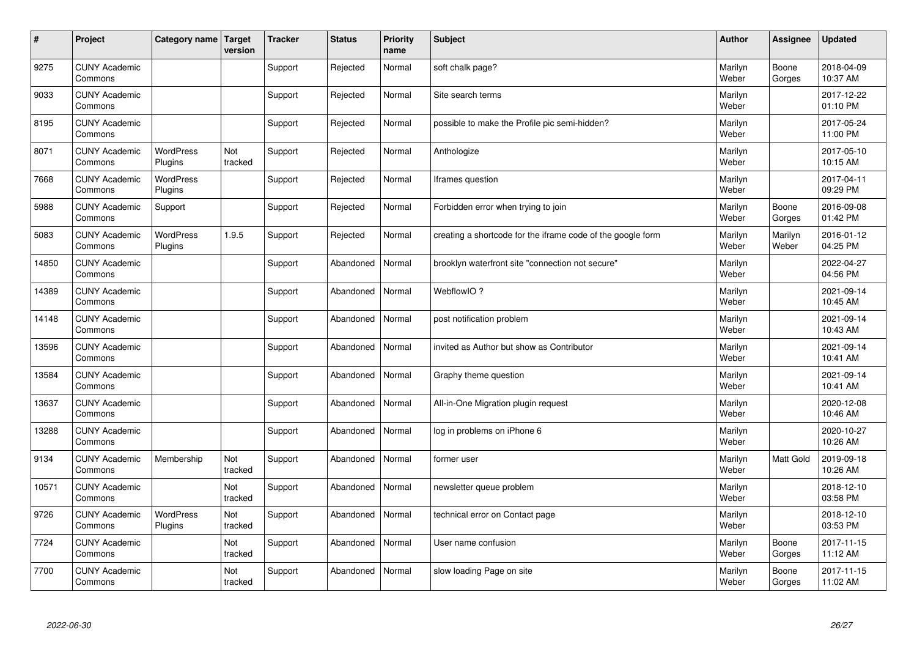| # | Project | Category name | Target version | Tracker | Status | Priority name | Subject | Author | Assignee | Updated |
|---|---|---|---|---|---|---|---|---|---|---|
| 9275 | CUNY Academic Commons | | | Support | Rejected | Normal | soft chalk page? | Marilyn Weber | Boone Gorges | 2018-04-09 10:37 AM |
| 9033 | CUNY Academic Commons | | | Support | Rejected | Normal | Site search terms | Marilyn Weber | | 2017-12-22 01:10 PM |
| 8195 | CUNY Academic Commons | | | Support | Rejected | Normal | possible to make the Profile pic semi-hidden? | Marilyn Weber | | 2017-05-24 11:00 PM |
| 8071 | CUNY Academic Commons | WordPress Plugins | Not tracked | Support | Rejected | Normal | Anthologize | Marilyn Weber | | 2017-05-10 10:15 AM |
| 7668 | CUNY Academic Commons | WordPress Plugins | | Support | Rejected | Normal | Iframes question | Marilyn Weber | | 2017-04-11 09:29 PM |
| 5988 | CUNY Academic Commons | Support | | Support | Rejected | Normal | Forbidden error when trying to join | Marilyn Weber | Boone Gorges | 2016-09-08 01:42 PM |
| 5083 | CUNY Academic Commons | WordPress Plugins | 1.9.5 | Support | Rejected | Normal | creating a shortcode for the iframe code of the google form | Marilyn Weber | Marilyn Weber | 2016-01-12 04:25 PM |
| 14850 | CUNY Academic Commons | | | Support | Abandoned | Normal | brooklyn waterfront site "connection not secure" | Marilyn Weber | | 2022-04-27 04:56 PM |
| 14389 | CUNY Academic Commons | | | Support | Abandoned | Normal | WebflowIO ? | Marilyn Weber | | 2021-09-14 10:45 AM |
| 14148 | CUNY Academic Commons | | | Support | Abandoned | Normal | post notification problem | Marilyn Weber | | 2021-09-14 10:43 AM |
| 13596 | CUNY Academic Commons | | | Support | Abandoned | Normal | invited as Author but show as Contributor | Marilyn Weber | | 2021-09-14 10:41 AM |
| 13584 | CUNY Academic Commons | | | Support | Abandoned | Normal | Graphy theme question | Marilyn Weber | | 2021-09-14 10:41 AM |
| 13637 | CUNY Academic Commons | | | Support | Abandoned | Normal | All-in-One Migration plugin request | Marilyn Weber | | 2020-12-08 10:46 AM |
| 13288 | CUNY Academic Commons | | | Support | Abandoned | Normal | log in problems on iPhone 6 | Marilyn Weber | | 2020-10-27 10:26 AM |
| 9134 | CUNY Academic Commons | Membership | Not tracked | Support | Abandoned | Normal | former user | Marilyn Weber | Matt Gold | 2019-09-18 10:26 AM |
| 10571 | CUNY Academic Commons | | Not tracked | Support | Abandoned | Normal | newsletter queue problem | Marilyn Weber | | 2018-12-10 03:58 PM |
| 9726 | CUNY Academic Commons | WordPress Plugins | Not tracked | Support | Abandoned | Normal | technical error on Contact page | Marilyn Weber | | 2018-12-10 03:53 PM |
| 7724 | CUNY Academic Commons | | Not tracked | Support | Abandoned | Normal | User name confusion | Marilyn Weber | Boone Gorges | 2017-11-15 11:12 AM |
| 7700 | CUNY Academic Commons | | Not tracked | Support | Abandoned | Normal | slow loading Page on site | Marilyn Weber | Boone Gorges | 2017-11-15 11:02 AM |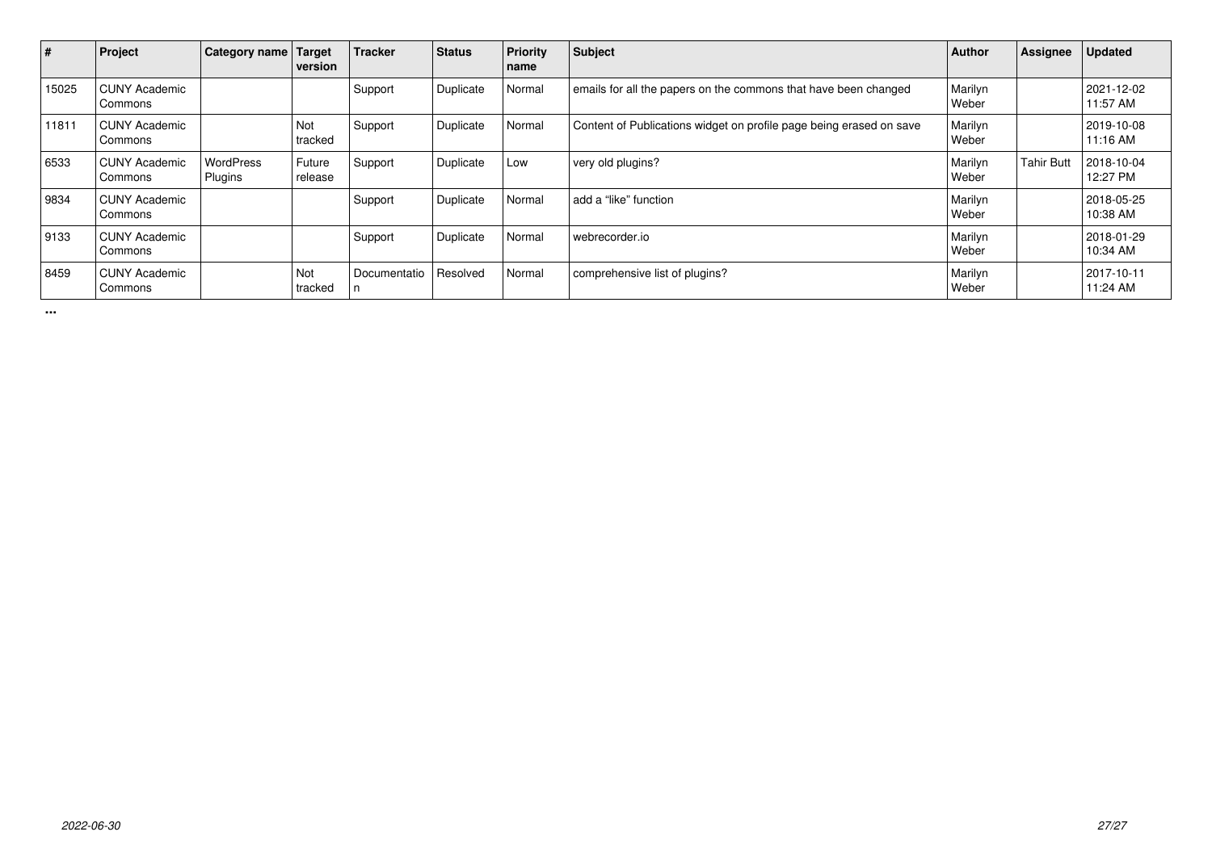| # | Project | Category name | Target version | Tracker | Status | Priority name | Subject | Author | Assignee | Updated |
|---|---|---|---|---|---|---|---|---|---|---|
| 15025 | CUNY Academic Commons | | | Support | Duplicate | Normal | emails for all the papers on the commons that have been changed | Marilyn Weber | | 2021-12-02 11:57 AM |
| 11811 | CUNY Academic Commons | | Not tracked | Support | Duplicate | Normal | Content of Publications widget on profile page being erased on save | Marilyn Weber | | 2019-10-08 11:16 AM |
| 6533 | CUNY Academic Commons | WordPress Plugins | Future release | Support | Duplicate | Low | very old plugins? | Marilyn Weber | Tahir Butt | 2018-10-04 12:27 PM |
| 9834 | CUNY Academic Commons | | | Support | Duplicate | Normal | add a “like” function | Marilyn Weber | | 2018-05-25 10:38 AM |
| 9133 | CUNY Academic Commons | | | Support | Duplicate | Normal | webrecorder.io | Marilyn Weber | | 2018-01-29 10:34 AM |
| 8459 | CUNY Academic Commons | | Not tracked | Documentation | Resolved | Normal | comprehensive list of plugins? | Marilyn Weber | | 2017-10-11 11:24 AM |

...